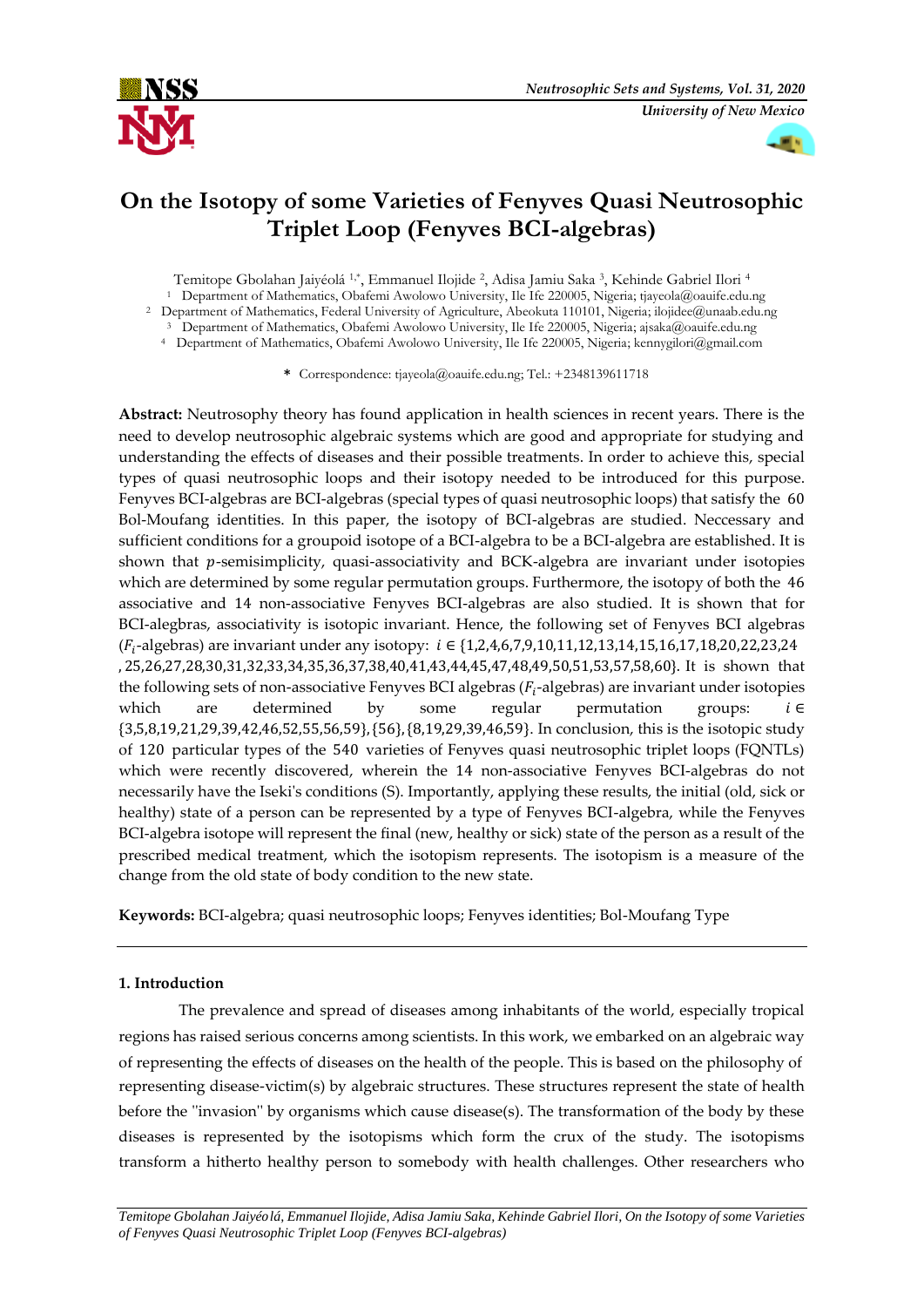# On the Isotopy of some Varieties of Fenyves Quasi Neutrosophic Triplet Loop (Fenyves BCI-algebras)

Temitope Gbolahan Jaiyéolá [1,*], Emmanuel Ilojide [2], Adisa Jamiu Saka [3], Kehinde Gabriel Ilori [4]

[1] Department of Mathematics, Obafemi Awolowo University, Ile Ife 220005, Nigeria; tjayeola@oauife.edu.ng

[2] Department of Mathematics, Federal University of Agriculture, Abeokuta 110101, Nigeria; ilojidee@unaab.edu.ng

[3] Department of Mathematics, Obafemi Awolowo University, Ile Ife 220005, Nigeria; ajsaka@oauife.edu.ng

[4] Department of Mathematics, Obafemi Awolowo University, Ile Ife 220005, Nigeria; kennygilori@gmail.com

\* Correspondence: tjayeola@oauife.edu.ng; Tel.: +2348139611718

**Abstract:** Neutrosophy theory has found application in health sciences in recent years. There is the need to develop neutrosophic algebraic systems which are good and appropriate for studying and understanding the effects of diseases and their possible treatments. In order to achieve this, special types of quasi neutrosophic loops and their isotopy needed to be introduced for this purpose. Fenyves BCI-algebras are BCI-algebras (special types of quasi neutrosophic loops) that satisfy the 60 Bol-Moufang identities. In this paper, the isotopy of BCI-algebras are studied. Neccessary and sufficient conditions for a groupoid isotope of a BCI-algebra to be a BCI-algebra are established. It is shown that $p$-semisimplicity, quasi-associativity and BCK-algebra are invariant under isotopies which are determined by some regular permutation groups. Furthermore, the isotopy of both the 46 associative and 14 non-associative Fenyves BCI-algebras are also studied. It is shown that for BCI-alegbras, associativity is isotopic invariant. Hence, the following set of Fenyves BCI algebras ($F_i$-algebras) are invariant under any isotopy: $i \in \{1,2,4,6,7,9,10,11,12,13,14,15,16,17,18,20,22,23,24,25,26,27,28,30,31,32,33,34,35,36,37,38,40,41,43,44,45,47,48,49,50,51,53,57,58,60\}$. It is shown that the following sets of non-associative Fenyves BCI algebras ($F_i$-algebras) are invariant under isotopies which are determined by some regular permutation groups: $i \in \{3,5,8,19,21,29,39,42,46,52,55,56,59\}, \{56\}, \{8,19,29,39,46,59\}$. In conclusion, this is the isotopic study of 120 particular types of the 540 varieties of Fenyves quasi neutrosophic triplet loops (FQNTLs) which were recently discovered, wherein the 14 non-associative Fenyves BCI-algebras do not necessarily have the Iseki's conditions (S). Importantly, applying these results, the initial (old, sick or healthy) state of a person can be represented by a type of Fenyves BCI-algebra, while the Fenyves BCI-algebra isotope will represent the final (new, healthy or sick) state of the person as a result of the prescribed medical treatment, which the isotopism represents. The isotopism is a measure of the change from the old state of body condition to the new state.

**Keywords:** BCI-algebra; quasi neutrosophic loops; Fenyves identities; Bol-Moufang Type

## 1. Introduction

The prevalence and spread of diseases among inhabitants of the world, especially tropical regions has raised serious concerns among scientists. In this work, we embarked on an algebraic way of representing the effects of diseases on the health of the people. This is based on the philosophy of representing disease-victim(s) by algebraic structures. These structures represent the state of health before the "invasion" by organisms which cause disease(s). The transformation of the body by these diseases is represented by the isotopisms which form the crux of the study. The isotopisms transform a hitherto healthy person to somebody with health challenges. Other researchers who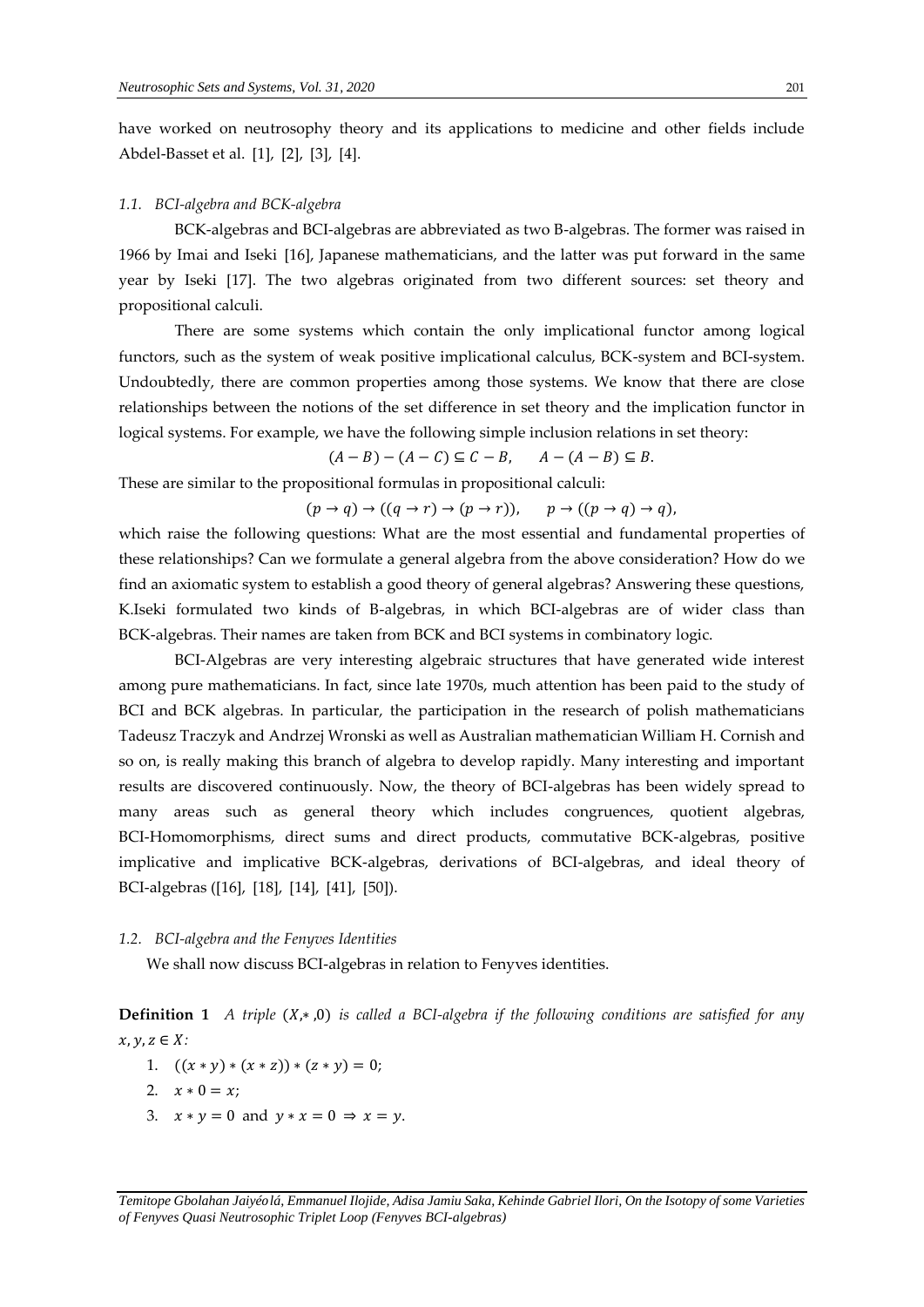have worked on neutrosophy theory and its applications to medicine and other fields include Abdel-Basset et al. [1], [2], [3], [4].

### *1.1. BCI-algebra and BCK-algebra*

BCK-algebras and BCI-algebras are abbreviated as two B-algebras. The former was raised in 1966 by Imai and Iseki [16], Japanese mathematicians, and the latter was put forward in the same year by Iseki [17]. The two algebras originated from two different sources: set theory and propositional calculi.

There are some systems which contain the only implicational functor among logical functors, such as the system of weak positive implicational calculus, BCK-system and BCI-system. Undoubtedly, there are common properties among those systems. We know that there are close relationships between the notions of the set difference in set theory and the implication functor in logical systems. For example, we have the following simple inclusion relations in set theory:

$$(A-B)-(A-C)\subseteq C-B, \qquad A-(A-B)\subseteq B.$$

These are similar to the propositional formulas in propositional calculi:

$$(p\to q)\to((q\to r)\to(p\to r)), \qquad p\to((p\to q)\to q),$$

which raise the following questions: What are the most essential and fundamental properties of these relationships? Can we formulate a general algebra from the above consideration? How do we find an axiomatic system to establish a good theory of general algebras? Answering these questions, K.Iseki formulated two kinds of B-algebras, in which BCI-algebras are of wider class than BCK-algebras. Their names are taken from BCK and BCI systems in combinatory logic.

BCI-Algebras are very interesting algebraic structures that have generated wide interest among pure mathematicians. In fact, since late 1970s, much attention has been paid to the study of BCI and BCK algebras. In particular, the participation in the research of polish mathematicians Tadeusz Traczyk and Andrzej Wronski as well as Australian mathematician William H. Cornish and so on, is really making this branch of algebra to develop rapidly. Many interesting and important results are discovered continuously. Now, the theory of BCI-algebras has been widely spread to many areas such as general theory which includes congruences, quotient algebras, BCI-Homomorphisms, direct sums and direct products, commutative BCK-algebras, positive implicative and implicative BCK-algebras, derivations of BCI-algebras, and ideal theory of BCI-algebras ([16], [18], [14], [41], [50]).

### *1.2. BCI-algebra and the Fenyves Identities*

We shall now discuss BCI-algebras in relation to Fenyves identities.

**Definition 1** *A triple $(X,*,0)$ is called a BCI-algebra if the following conditions are satisfied for any $x,y,z\in X$:*

1. $((x*y)*(x*z))*(z*y)=0$;
2. $x*0=x$;
3. $x*y=0$ and $y*x=0 \Rightarrow x=y$.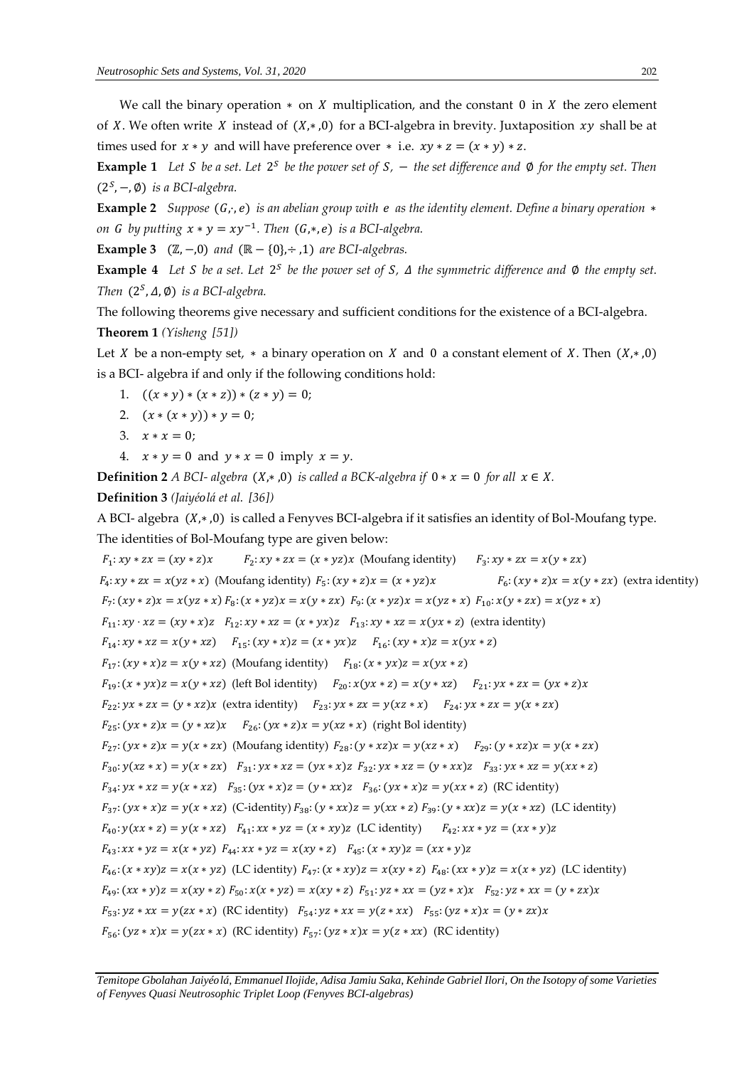We call the binary operation $*$ on $X$ multiplication, and the constant $0$ in $X$ the zero element of $X$. We often write $X$ instead of $(X,*,0)$ for a BCI-algebra in brevity. Juxtaposition $xy$ shall be at times used for $x*y$ and will have preference over $*$ i.e. $xy*z=(x*y)*z$.

**Example 1** *Let $S$ be a set. Let $2^S$ be the power set of $S$, $-$ the set difference and $\emptyset$ for the empty set. Then $(2^S,-,\emptyset)$ is a BCI-algebra.*

**Example 2** *Suppose $(G,\cdot,e)$ is an abelian group with $e$ as the identity element. Define a binary operation $*$ on $G$ by putting $x*y=xy^{-1}$. Then $(G,*,e)$ is a BCI-algebra.*

**Example 3** *$(\mathbb{Z},-,0)$ and $(\mathbb{R}-\{0\},\div,1)$ are BCI-algebras.*

**Example 4** *Let $S$ be a set. Let $2^S$ be the power set of $S$, $\Delta$ the symmetric difference and $\emptyset$ the empty set. Then $(2^S,\Delta,\emptyset)$ is a BCI-algebra.*

The following theorems give necessary and sufficient conditions for the existence of a BCI-algebra.

**Theorem 1** *(Yisheng [51])*

Let $X$ be a non-empty set, $*$ a binary operation on $X$ and $0$ a constant element of $X$. Then $(X,*,0)$ is a BCI- algebra if and only if the following conditions hold:

1. $((x*y)*(x*z))*(z*y)=0$;
2. $(x*(x*y))*y=0$;
3. $x*x=0$;
4. $x*y=0$ and $y*x=0$ imply $x=y$.

**Definition 2** *A BCI- algebra $(X,*,0)$ is called a BCK-algebra if $0*x=0$ for all $x\in X$.*

**Definition 3** *(Jaiyéolá et al. [36])*

A BCI- algebra $(X,*,0)$ is called a Fenyves BCI-algebra if it satisfies an identity of Bol-Moufang type.

The identities of Bol-Moufang type are given below:

$F_1: xy*zx=(xy*z)x$ $\quad F_2: xy*zx=(x*yz)x$ (Moufang identity) $\quad F_3: xy*zx=x(y*zx)$

$F_4: xy*zx=x(yz*x)$ (Moufang identity) $F_5: (xy*z)x=(x*yz)x$ $\quad F_6: (xy*z)x=x(y*zx)$ (extra identity)

$F_7: (xy*z)x=x(yz*x)$ $F_8: (x*yz)x=x(y*zx)$ $F_9: (x*yz)x=x(yz*x)$ $F_{10}: x(y*zx)=x(yz*x)$

$F_{11}: xy\cdot xz=(xy*x)z$ $\quad F_{12}: xy*xz=(x*yx)z$ $\quad F_{13}: xy*xz=x(yx*z)$ (extra identity)

$F_{14}: xy*xz=x(y*xz)$ $\quad F_{15}: (xy*x)z=(x*yx)z$ $\quad F_{16}: (xy*x)z=x(yx*z)$

$F_{17}: (xy*x)z=x(y*xz)$ (Moufang identity) $\quad F_{18}: (x*yx)z=x(yx*z)$

$F_{19}: (x*yx)z=x(y*xz)$ (left Bol identity) $\quad F_{20}: x(yx*z)=x(y*xz)$ $\quad F_{21}: yx*zx=(yx*z)x$

$F_{22}: yx*zx=(y*xz)x$ (extra identity) $\quad F_{23}: yx*zx=y(xz*x)$ $\quad F_{24}: yx*zx=y(x*zx)$

$F_{25}: (yx*z)x=(y*xz)x$ $\quad F_{26}: (yx*z)x=y(xz*x)$ (right Bol identity)

$F_{27}: (yx*z)x=y(x*zx)$ (Moufang identity) $F_{28}: (y*xz)x=y(xz*x)$ $\quad F_{29}: (y*xz)x=y(x*zx)$

$F_{30}: y(xz*x)=y(x*zx)$ $\quad F_{31}: yx*xz=(yx*x)z$ $\ F_{32}: yx*xz=(y*xx)z$ $\quad F_{33}: yx*xz=y(xx*z)$

$F_{34}: yx*xz=y(x*xz)$ $\quad F_{35}: (yx*x)z=(y*xx)z$ $\quad F_{36}: (yx*x)z=y(xx*z)$ (RC identity)

$F_{37}: (yx*x)z=y(x*xz)$ (C-identity) $F_{38}: (y*xx)z=y(xx*z)$ $F_{39}: (y*xx)z=y(x*xz)$ (LC identity)

$F_{40}: y(xx*z)=y(x*xz)$ $\quad F_{41}: xx*yz=(x*xy)z$ (LC identity) $\quad F_{42}: xx*yz=(xx*y)z$

$F_{43}: xx*yz=x(x*yz)$ $\ F_{44}: xx*yz=x(xy*z)$ $\quad F_{45}: (x*xy)z=(xx*y)z$

$F_{46}: (x*xy)z=x(x*yz)$ (LC identity) $F_{47}: (x*xy)z=x(xy*z)$ $\ F_{48}: (xx*y)z=x(x*yz)$ (LC identity)

$F_{49}: (xx*y)z=x(xy*z)$ $F_{50}: x(x*yz)=x(xy*z)$ $\ F_{51}: yz*xx=(yz*x)x$ $\quad F_{52}: yz*xx=(y*zx)x$

$F_{53}: yz*xx=y(zx*x)$ (RC identity) $\quad F_{54}: yz*xx=y(z*xx)$ $\quad F_{55}: (yz*x)x=(y*zx)x$

$F_{56}: (yz*x)x=y(zx*x)$ (RC identity) $F_{57}: (yz*x)x=y(z*xx)$ (RC identity)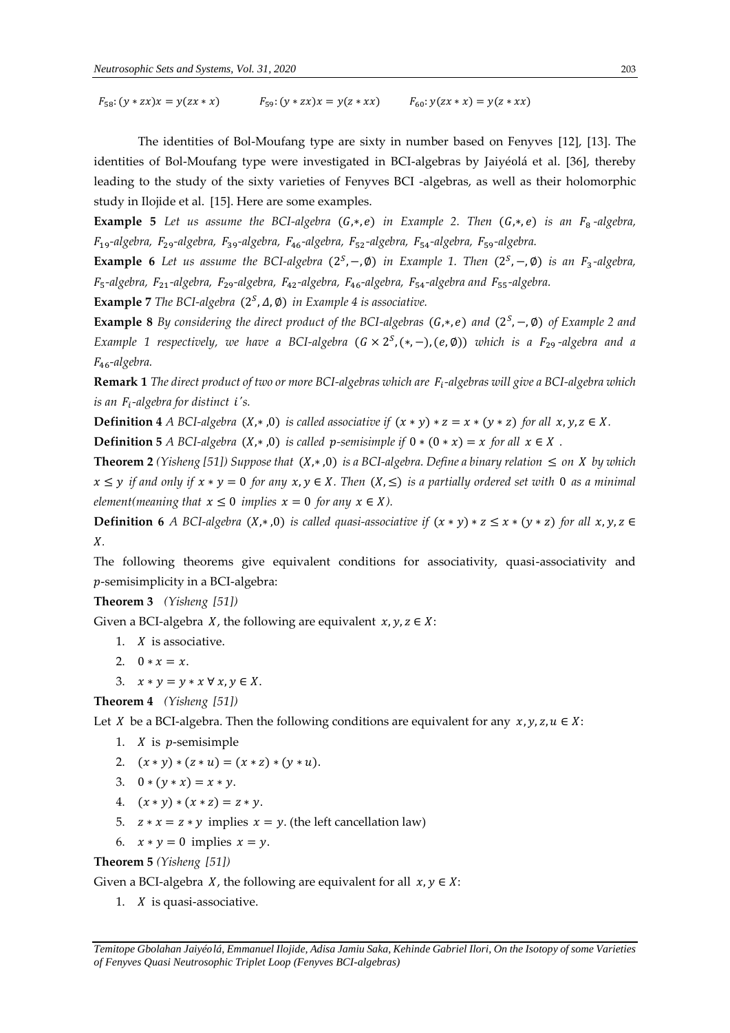$F_{58}: (y * zx)x = y(zx * x)$  $F_{59}: (y * zx)x = y(z * xx)$  $F_{60}: y(zx * x) = y(z * xx)$

The identities of Bol-Moufang type are sixty in number based on Fenyves [12], [13]. The identities of Bol-Moufang type were investigated in BCI-algebras by Jaiyéolá et al. [36], thereby leading to the study of the sixty varieties of Fenyves BCI -algebras, as well as their holomorphic study in Ilojide et al. [15]. Here are some examples.

**Example 5** *Let us assume the BCI-algebra $(G, *, e)$ in Example 2. Then $(G, *, e)$ is an $F_8$-algebra, $F_{19}$-algebra, $F_{29}$-algebra, $F_{39}$-algebra, $F_{46}$-algebra, $F_{52}$-algebra, $F_{54}$-algebra, $F_{59}$-algebra.*

**Example 6** *Let us assume the BCI-algebra $(2^S, -, \emptyset)$ in Example 1. Then $(2^S, -, \emptyset)$ is an $F_3$-algebra, $F_5$-algebra, $F_{21}$-algebra, $F_{29}$-algebra, $F_{42}$-algebra, $F_{46}$-algebra, $F_{54}$-algebra and $F_{55}$-algebra.*

**Example 7** *The BCI-algebra $(2^S, \Delta, \emptyset)$ in Example 4 is associative.*

**Example 8** *By considering the direct product of the BCI-algebras $(G, *, e)$ and $(2^S, -, \emptyset)$ of Example 2 and Example 1 respectively, we have a BCI-algebra $(G \times 2^S, (*, -), (e, \emptyset))$ which is a $F_{29}$-algebra and a $F_{46}$-algebra.*

**Remark 1** *The direct product of two or more BCI-algebras which are $F_i$-algebras will give a BCI-algebra which is an $F_i$-algebra for distinct $i$'s.*

**Definition 4** *A BCI-algebra $(X, *, 0)$ is called associative if $(x * y) * z = x * (y * z)$ for all $x, y, z \in X$.*

**Definition 5** *A BCI-algebra $(X, *, 0)$ is called $p$-semisimple if $0 * (0 * x) = x$ for all $x \in X$.*

**Theorem 2** *(Yisheng [51]) Suppose that $(X, *, 0)$ is a BCI-algebra. Define a binary relation $\leq$ on $X$ by which $x \leq y$ if and only if $x * y = 0$ for any $x, y \in X$. Then $(X, \leq)$ is a partially ordered set with $0$ as a minimal element(meaning that $x \leq 0$ implies $x = 0$ for any $x \in X$).*

**Definition 6** *A BCI-algebra $(X, *, 0)$ is called quasi-associative if $(x * y) * z \leq x * (y * z)$ for all $x, y, z \in X$.*

The following theorems give equivalent conditions for associativity, quasi-associativity and $p$-semisimplicity in a BCI-algebra:

**Theorem 3** *(Yisheng [51])*

Given a BCI-algebra $X$, the following are equivalent $x, y, z \in X$:

1. $X$ is associative.
2. $0 * x = x$.
3. $x * y = y * x \; \forall \; x, y \in X$.

**Theorem 4** *(Yisheng [51])*

Let $X$ be a BCI-algebra. Then the following conditions are equivalent for any $x, y, z, u \in X$:

1. $X$ is $p$-semisimple
2. $(x * y) * (z * u) = (x * z) * (y * u)$.
3. $0 * (y * x) = x * y$.
4. $(x * y) * (x * z) = z * y$.
5. $z * x = z * y$ implies $x = y$. (the left cancellation law)
6. $x * y = 0$ implies $x = y$.

**Theorem 5** *(Yisheng [51])*

Given a BCI-algebra $X$, the following are equivalent for all $x, y \in X$:

1. $X$ is quasi-associative.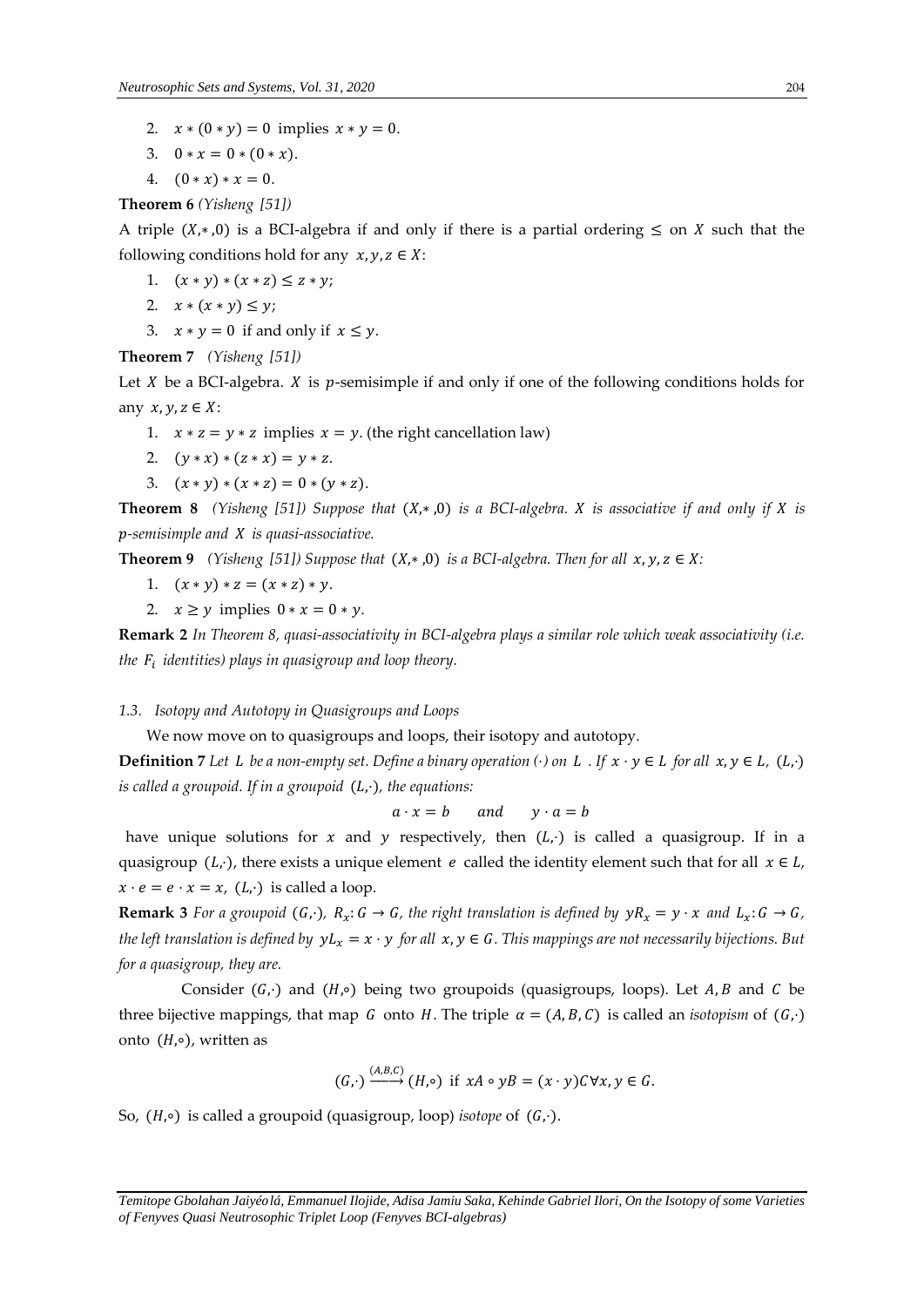2. $x * (0 * y) = 0$ implies $x * y = 0$.
3. $0 * x = 0 * (0 * x)$.
4. $(0 * x) * x = 0$.

**Theorem 6** *(Yisheng [51])*

A triple $(X, *, 0)$ is a BCI-algebra if and only if there is a partial ordering $\leq$ on $X$ such that the following conditions hold for any $x, y, z \in X$:

1. $(x * y) * (x * z) \leq z * y$;
2. $x * (x * y) \leq y$;
3. $x * y = 0$ if and only if $x \leq y$.

**Theorem 7** *(Yisheng [51])*

Let $X$ be a BCI-algebra. $X$ is $p$-semisimple if and only if one of the following conditions holds for any $x, y, z \in X$:

1. $x * z = y * z$ implies $x = y$. (the right cancellation law)
2. $(y * x) * (z * x) = y * z$.
3. $(x * y) * (x * z) = 0 * (y * z)$.

**Theorem 8** *(Yisheng [51]) Suppose that $(X, *, 0)$ is a BCI-algebra. $X$ is associative if and only if $X$ is $p$-semisimple and $X$ is quasi-associative.*

**Theorem 9** *(Yisheng [51]) Suppose that $(X, *, 0)$ is a BCI-algebra. Then for all $x, y, z \in X$:*

1. $(x * y) * z = (x * z) * y$.
2. $x \geq y$ implies $0 * x = 0 * y$.

**Remark 2** *In Theorem 8, quasi-associativity in BCI-algebra plays a similar role which weak associativity (i.e. the $F_i$ identities) plays in quasigroup and loop theory.*

### *1.3. Isotopy and Autotopy in Quasigroups and Loops*

We now move on to quasigroups and loops, their isotopy and autotopy.

**Definition 7** *Let $L$ be a non-empty set. Define a binary operation $(\cdot)$ on $L$ . If $x \cdot y \in L$ for all $x, y \in L$, $(L,\cdot)$ is called a groupoid. If in a groupoid $(L,\cdot)$, the equations:*

$$a \cdot x = b \qquad and \qquad y \cdot a = b$$

have unique solutions for $x$ and $y$ respectively, then $(L,\cdot)$ is called a quasigroup. If in a quasigroup $(L,\cdot)$, there exists a unique element $e$ called the identity element such that for all $x \in L$, $x \cdot e = e \cdot x = x$, $(L,\cdot)$ is called a loop.

**Remark 3** *For a groupoid $(G,\cdot)$, $R_x: G \to G$, the right translation is defined by $yR_x = y \cdot x$ and $L_x: G \to G$, the left translation is defined by $yL_x = x \cdot y$ for all $x, y \in G$. This mappings are not necessarily bijections. But for a quasigroup, they are.*

Consider $(G,\cdot)$ and $(H,\circ)$ being two groupoids (quasigroups, loops). Let $A, B$ and $C$ be three bijective mappings, that map $G$ onto $H$. The triple $\alpha = (A, B, C)$ is called an *isotopism* of $(G,\cdot)$ onto $(H,\circ)$, written as

$$(G,\cdot) \xrightarrow{(A,B,C)} (H,\circ) \text{ if } xA \circ yB = (x \cdot y)C \forall x, y \in G.$$

So, $(H,\circ)$ is called a groupoid (quasigroup, loop) *isotope* of $(G,\cdot)$.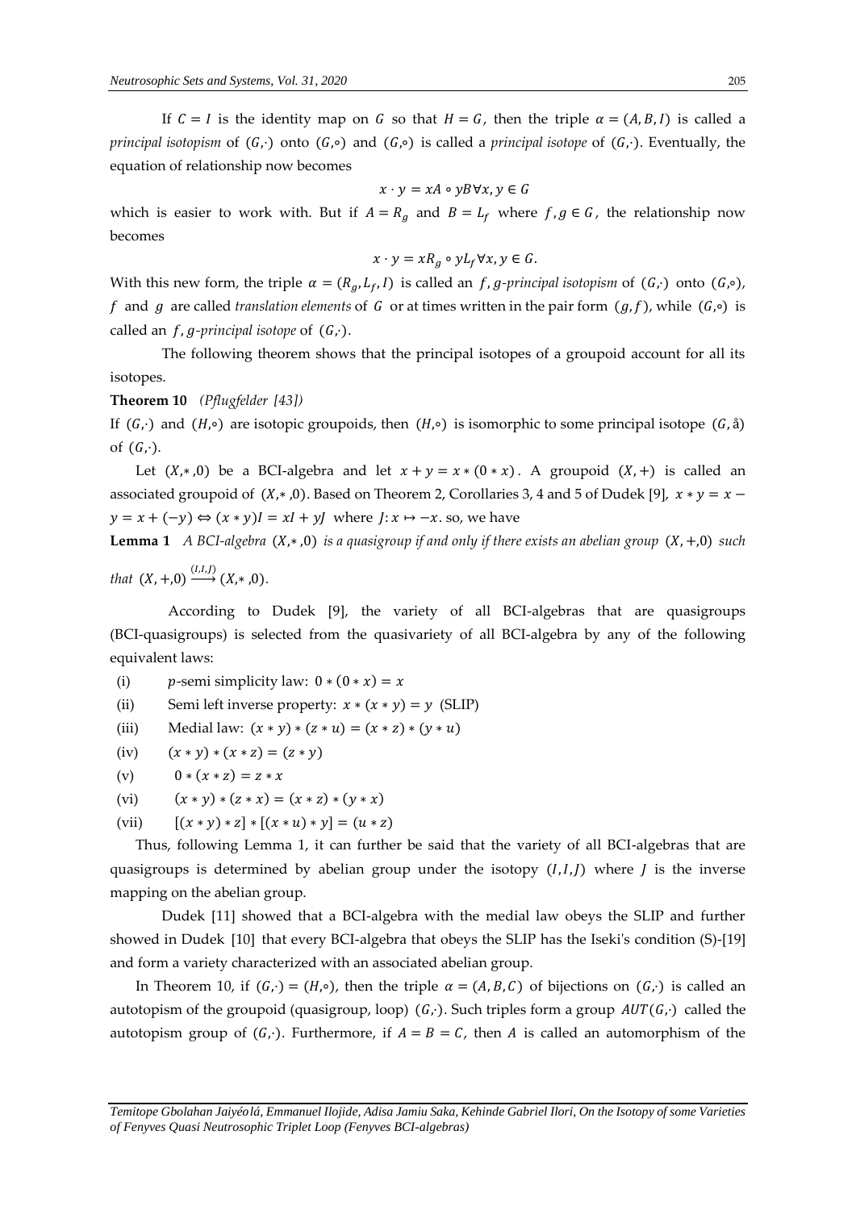If $C = I$ is the identity map on $G$ so that $H = G$, then the triple $\alpha = (A, B, I)$ is called a *principal isotopism* of $(G,\cdot)$ onto $(G,\circ)$ and $(G,\circ)$ is called a *principal isotope* of $(G,\cdot)$. Eventually, the equation of relationship now becomes

$$x \cdot y = xA \circ yB \forall x, y \in G$$

which is easier to work with. But if $A = R_g$ and $B = L_f$ where $f, g \in G$, the relationship now becomes

$$x \cdot y = xR_g \circ yL_f \forall x, y \in G.$$

With this new form, the triple $\alpha = (R_g, L_f, I)$ is called an $f, g$*-principal isotopism* of $(G,\cdot)$ onto $(G,\circ)$, $f$ and $g$ are called *translation elements* of $G$ or at times written in the pair form $(g, f)$, while $(G,\circ)$ is called an $f, g$*-principal isotope* of $(G,\cdot)$.

The following theorem shows that the principal isotopes of a groupoid account for all its isotopes.

**Theorem 10** *(Pflugfelder [43])*

If $(G,\cdot)$ and $(H,\circ)$ are isotopic groupoids, then $(H,\circ)$ is isomorphic to some principal isotope $(G, å)$ of $(G,\cdot)$.

Let $(X,*,0)$ be a BCI-algebra and let $x + y = x * (0 * x)$. A groupoid $(X, +)$ is called an associated groupoid of $(X,*,0)$. Based on Theorem 2, Corollaries 3, 4 and 5 of Dudek [9], $x * y = x - y = x + (-y) \Leftrightarrow (x * y)I = xI + yJ$ where $J: x \mapsto -x$. so, we have

**Lemma 1** *A BCI-algebra* $(X,*,0)$ *is a quasigroup if and only if there exists an abelian group* $(X, +, 0)$ *such that* $(X, +, 0) \xrightarrow{(I,I,J)} (X,*,0)$.

According to Dudek [9], the variety of all BCI-algebras that are quasigroups (BCI-quasigroups) is selected from the quasivariety of all BCI-algebra by any of the following equivalent laws:

(i) $p$-semi simplicity law: $0 * (0 * x) = x$

(ii) Semi left inverse property: $x * (x * y) = y$ (SLIP)

(iii) Medial law: $(x * y) * (z * u) = (x * z) * (y * u)$

(iv) $(x * y) * (x * z) = (z * y)$

(v) $0 * (x * z) = z * x$

(vi) $(x * y) * (z * x) = (x * z) * (y * x)$

(vii) $[(x * y) * z] * [(x * u) * y] = (u * z)$

Thus, following Lemma 1, it can further be said that the variety of all BCI-algebras that are quasigroups is determined by abelian group under the isotopy $(I, I, J)$ where $J$ is the inverse mapping on the abelian group.

Dudek [11] showed that a BCI-algebra with the medial law obeys the SLIP and further showed in Dudek [10] that every BCI-algebra that obeys the SLIP has the Iseki's condition (S)-[19] and form a variety characterized with an associated abelian group.

In Theorem 10, if $(G,\cdot) = (H,\circ)$, then the triple $\alpha = (A, B, C)$ of bijections on $(G,\cdot)$ is called an autotopism of the groupoid (quasigroup, loop) $(G,\cdot)$. Such triples form a group $AUT(G,\cdot)$ called the autotopism group of $(G,\cdot)$. Furthermore, if $A = B = C$, then $A$ is called an automorphism of the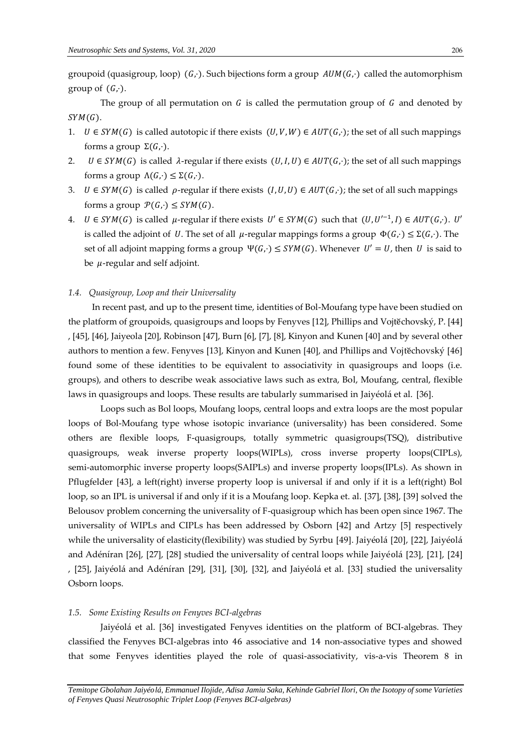groupoid (quasigroup, loop) $(G,\cdot)$. Such bijections form a group $AUM(G,\cdot)$ called the automorphism group of $(G,\cdot)$.

The group of all permutation on $G$ is called the permutation group of $G$ and denoted by $SYM(G)$.

1. $U \in SYM(G)$ is called autotopic if there exists $(U,V,W) \in AUT(G,\cdot)$; the set of all such mappings forms a group $\Sigma(G,\cdot)$.
2. $U \in SYM(G)$ is called $\lambda$-regular if there exists $(U,I,U) \in AUT(G,\cdot)$; the set of all such mappings forms a group $\Lambda(G,\cdot) \leq \Sigma(G,\cdot)$.
3. $U \in SYM(G)$ is called $\rho$-regular if there exists $(I,U,U) \in AUT(G,\cdot)$; the set of all such mappings forms a group $\mathcal{P}(G,\cdot) \leq SYM(G)$.
4. $U \in SYM(G)$ is called $\mu$-regular if there exists $U' \in SYM(G)$ such that $(U,U'^{-1},I) \in AUT(G,\cdot)$. $U'$ is called the adjoint of $U$. The set of all $\mu$-regular mappings forms a group $\Phi(G,\cdot) \leq \Sigma(G,\cdot)$. The set of all adjoint mapping forms a group $\Psi(G,\cdot) \leq SYM(G)$. Whenever $U' = U$, then $U$ is said to be $\mu$-regular and self adjoint.

### *1.4. Quasigroup, Loop and their Universality*

In recent past, and up to the present time, identities of Bol-Moufang type have been studied on the platform of groupoids, quasigroups and loops by Fenyves [12], Phillips and Vojtěchovský, P. [44], [45], [46], Jaiyeola [20], Robinson [47], Burn [6], [7], [8], Kinyon and Kunen [40] and by several other authors to mention a few. Fenyves [13], Kinyon and Kunen [40], and Phillips and Vojtěchovský [46] found some of these identities to be equivalent to associativity in quasigroups and loops (i.e. groups), and others to describe weak associative laws such as extra, Bol, Moufang, central, flexible laws in quasigroups and loops. These results are tabularly summarised in Jaiyéolá et al. [36].

Loops such as Bol loops, Moufang loops, central loops and extra loops are the most popular loops of Bol-Moufang type whose isotopic invariance (universality) has been considered. Some others are flexible loops, F-quasigroups, totally symmetric quasigroups(TSQ), distributive quasigroups, weak inverse property loops(WIPLs), cross inverse property loops(CIPLs), semi-automorphic inverse property loops(SAIPLs) and inverse property loops(IPLs). As shown in Pflugfelder [43], a left(right) inverse property loop is universal if and only if it is a left(right) Bol loop, so an IPL is universal if and only if it is a Moufang loop. Kepka et. al. [37], [38], [39] solved the Belousov problem concerning the universality of F-quasigroup which has been open since 1967. The universality of WIPLs and CIPLs has been addressed by Osborn [42] and Artzy [5] respectively while the universality of elasticity(flexibility) was studied by Syrbu [49]. Jaiyéolá [20], [22], Jaiyéolá and Adéníran [26], [27], [28] studied the universality of central loops while Jaiyéolá [23], [21], [24], [25], Jaiyéolá and Adéníran [29], [31], [30], [32], and Jaiyéolá et al. [33] studied the universality Osborn loops.

### *1.5. Some Existing Results on Fenyves BCI-algebras*

Jaiyéolá et al. [36] investigated Fenyves identities on the platform of BCI-algebras. They classified the Fenyves BCI-algebras into 46 associative and 14 non-associative types and showed that some Fenyves identities played the role of quasi-associativity, vis-a-vis Theorem 8 in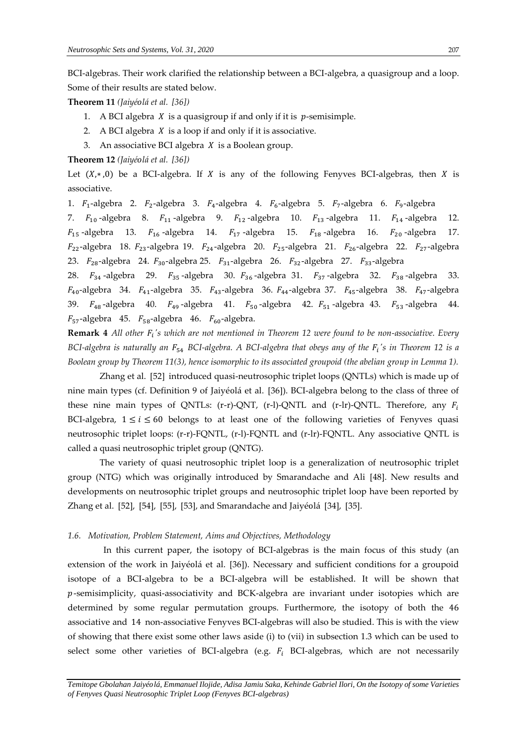BCI-algebras. Their work clarified the relationship between a BCI-algebra, a quasigroup and a loop. Some of their results are stated below.

**Theorem 11** *(Jaiyéolá et al. [36])*

1. A BCI algebra $X$ is a quasigroup if and only if it is $p$-semisimple.
2. A BCI algebra $X$ is a loop if and only if it is associative.
3. An associative BCI algebra $X$ is a Boolean group.

**Theorem 12** *(Jaiyéolá et al. [36])*

Let $(X,*,0)$ be a BCI-algebra. If $X$ is any of the following Fenyves BCI-algebras, then $X$ is associative.

1. $F_1$-algebra 2. $F_2$-algebra 3. $F_4$-algebra 4. $F_6$-algebra 5. $F_7$-algebra 6. $F_9$-algebra 7. $F_{10}$-algebra 8. $F_{11}$-algebra 9. $F_{12}$-algebra 10. $F_{13}$-algebra 11. $F_{14}$-algebra 12. $F_{15}$-algebra 13. $F_{16}$-algebra 14. $F_{17}$-algebra 15. $F_{18}$-algebra 16. $F_{20}$-algebra 17. $F_{22}$-algebra 18. $F_{23}$-algebra 19. $F_{24}$-algebra 20. $F_{25}$-algebra 21. $F_{26}$-algebra 22. $F_{27}$-algebra 23. $F_{28}$-algebra 24. $F_{30}$-algebra 25. $F_{31}$-algebra 26. $F_{32}$-algebra 27. $F_{33}$-algebra 28. $F_{34}$-algebra 29. $F_{35}$-algebra 30. $F_{36}$-algebra 31. $F_{37}$-algebra 32. $F_{38}$-algebra 33. $F_{40}$-algebra 34. $F_{41}$-algebra 35. $F_{43}$-algebra 36. $F_{44}$-algebra 37. $F_{45}$-algebra 38. $F_{47}$-algebra 39. $F_{48}$-algebra 40. $F_{49}$-algebra 41. $F_{50}$-algebra 42. $F_{51}$-algebra 43. $F_{53}$-algebra 44. $F_{57}$-algebra 45. $F_{58}$-algebra 46. $F_{60}$-algebra.

**Remark 4** *All other $F_i$'s which are not mentioned in Theorem 12 were found to be non-associative. Every BCI-algebra is naturally an $F_{54}$ BCI-algebra. A BCI-algebra that obeys any of the $F_i$'s in Theorem 12 is a Boolean group by Theorem 11(3), hence isomorphic to its associated groupoid (the abelian group in Lemma 1).*

Zhang et al. [52] introduced quasi-neutrosophic triplet loops (QNTLs) which is made up of nine main types (cf. Definition 9 of Jaiyéolá et al. [36]). BCI-algebra belong to the class of three of these nine main types of QNTLs: (r-r)-QNT, (r-l)-QNTL and (r-lr)-QNTL. Therefore, any $F_i$ BCI-algebra, $1 \leq i \leq 60$ belongs to at least one of the following varieties of Fenyves quasi neutrosophic triplet loops: (r-r)-FQNTL, (r-l)-FQNTL and (r-lr)-FQNTL. Any associative QNTL is called a quasi neutrosophic triplet group (QNTG).

The variety of quasi neutrosophic triplet loop is a generalization of neutrosophic triplet group (NTG) which was originally introduced by Smarandache and Ali [48]. New results and developments on neutrosophic triplet groups and neutrosophic triplet loop have been reported by Zhang et al. [52], [54], [55], [53], and Smarandache and Jaiyéolá [34], [35].

### *1.6. Motivation, Problem Statement, Aims and Objectives, Methodology*

In this current paper, the isotopy of BCI-algebras is the main focus of this study (an extension of the work in Jaiyéolá et al. [36]). Necessary and sufficient conditions for a groupoid isotope of a BCI-algebra to be a BCI-algebra will be established. It will be shown that $p$-semisimplicity, quasi-associativity and BCK-algebra are invariant under isotopies which are determined by some regular permutation groups. Furthermore, the isotopy of both the 46 associative and 14 non-associative Fenyves BCI-algebras will also be studied. This is with the view of showing that there exist some other laws aside (i) to (vii) in subsection 1.3 which can be used to select some other varieties of BCI-algebra (e.g. $F_i$ BCI-algebras, which are not necessarily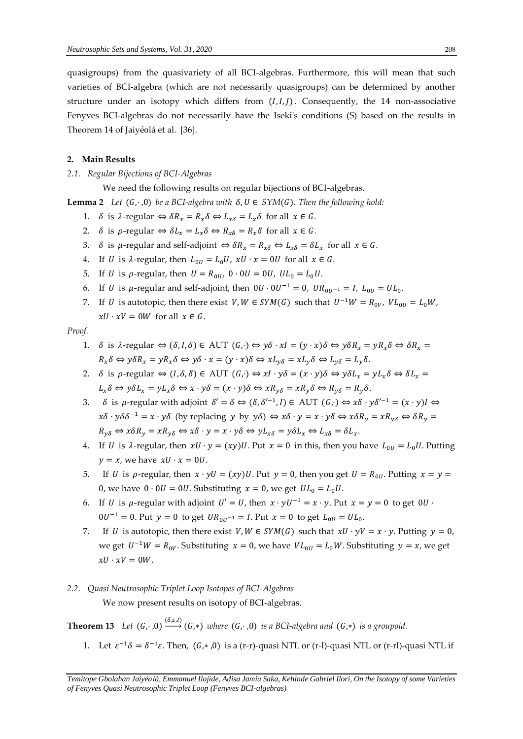quasigroups) from the quasivariety of all BCI-algebras. Furthermore, this will mean that such varieties of BCI-algebra (which are not necessarily quasigroups) can be determined by another structure under an isotopy which differs from $(I, I, J)$. Consequently, the 14 non-associative Fenyves BCI-algebras do not necessarily have the Iseki's conditions (S) based on the results in Theorem 14 of Jaiyéolá et al. [36].

## 2. Main Results

### 2.1. Regular Bijections of BCI-Algebras

We need the following results on regular bijections of BCI-algebras.

**Lemma 2** *Let $(G,\cdot,0)$ be a BCI-algebra with $\delta, U \in SYM(G)$. Then the following hold:*

1. $\delta$ is $\lambda$-regular $\Leftrightarrow \delta R_x = R_x\delta \Leftrightarrow L_{x\delta} = L_x\delta$ for all $x \in G$.
2. $\delta$ is $\rho$-regular $\Leftrightarrow \delta L_x = L_x\delta \Leftrightarrow R_{x\delta} = R_x\delta$ for all $x \in G$.
3. $\delta$ is $\mu$-regular and self-adjoint $\Leftrightarrow \delta R_x = R_{x\delta} \Leftrightarrow L_{x\delta} = \delta L_x$ for all $x \in G$.
4. If $U$ is $\lambda$-regular, then $L_{0U} = L_0 U$, $xU \cdot x = 0U$ for all $x \in G$.
5. If $U$ is $\rho$-regular, then $U = R_{0U}$, $0 \cdot 0U = 0U$, $UL_0 = L_0 U$.
6. If $U$ is $\mu$-regular and self-adjoint, then $0U \cdot 0U^{-1} = 0$, $UR_{0U^{-1}} = I$, $L_{0U} = UL_0$.
7. If $U$ is autotopic, then there exist $V, W \in SYM(G)$ such that $U^{-1}W = R_{0V}$, $VL_{0U} = L_0 W$, $xU \cdot xV = 0W$ for all $x \in G$.

*Proof.*

1. $\delta$ is $\lambda$-regular $\Leftrightarrow (\delta, I, \delta) \in$ AUT $(G,\cdot) \Leftrightarrow y\delta \cdot xI = (y \cdot x)\delta \Leftrightarrow y\delta R_x = yR_x\delta \Leftrightarrow \delta R_x = R_x\delta \Leftrightarrow y\delta R_x = yR_x\delta \Leftrightarrow y\delta \cdot x = (y \cdot x)\delta \Leftrightarrow xL_{y\delta} = xL_y\delta \Leftrightarrow L_{y\delta} = L_y\delta$.
2. $\delta$ is $\rho$-regular $\Leftrightarrow (I, \delta, \delta) \in$ AUT $(G,\cdot) \Leftrightarrow xI \cdot y\delta = (x \cdot y)\delta \Leftrightarrow y\delta L_x = yL_x\delta \Leftrightarrow \delta L_x = L_x\delta \Leftrightarrow y\delta L_x = yL_x\delta \Leftrightarrow x \cdot y\delta = (x \cdot y)\delta \Leftrightarrow xR_{y\delta} = xR_y\delta \Leftrightarrow R_{y\delta} = R_y\delta$.
3. $\delta$ is $\mu$-regular with adjoint $\delta' = \delta \Leftrightarrow (\delta, \delta'^{-1}, I) \in$ AUT $(G,\cdot) \Leftrightarrow x\delta \cdot y\delta'^{-1} = (x \cdot y)I \Leftrightarrow x\delta \cdot y\delta\delta^{-1} = x \cdot y\delta$ (by replacing $y$ by $y\delta$) $\Leftrightarrow x\delta \cdot y = x \cdot y\delta \Leftrightarrow x\delta R_y = xR_{y\delta} \Leftrightarrow \delta R_y = R_{y\delta} \Leftrightarrow x\delta R_y = xR_{y\delta} \Leftrightarrow x\delta \cdot y = x \cdot y\delta \Leftrightarrow yL_{x\delta} = y\delta L_x \Leftrightarrow L_{x\delta} = \delta L_x$.
4. If $U$ is $\lambda$-regular, then $xU \cdot y = (xy)U$. Put $x = 0$ in this, then you have $L_{0U} = L_0 U$. Putting $y = x$, we have $xU \cdot x = 0U$.
5. If $U$ is $\rho$-regular, then $x \cdot yU = (xy)U$. Put $y = 0$, then you get $U = R_{0U}$. Putting $x = y = 0$, we have $0 \cdot 0U = 0U$. Substituting $x = 0$, we get $UL_0 = L_0 U$.
6. If $U$ is $\mu$-regular with adjoint $U' = U$, then $x \cdot yU^{-1} = x \cdot y$. Put $x = y = 0$ to get $0U \cdot 0U^{-1} = 0$. Put $y = 0$ to get $UR_{0U^{-1}} = I$. Put $x = 0$ to get $L_{0U} = UL_0$.
7. If $U$ is autotopic, then there exist $V, W \in SYM(G)$ such that $xU \cdot yV = x \cdot y$. Putting $y = 0$, we get $U^{-1}W = R_{0V}$. Substituting $x = 0$, we have $VL_{0U} = L_0 W$. Substituting $y = x$, we get $xU \cdot xV = 0W$.

### 2.2. Quasi Neutrosophic Triplet Loop Isotopes of BCI-Algebras

We now present results on isotopy of BCI-algebras.

**Theorem 13** *Let $(G,\cdot,0) \xrightarrow{(\delta,\varepsilon,I)} (G,*)$ where $(G,\cdot,0)$ is a BCI-algebra and $(G,*)$ is a groupoid.*

1. Let $\varepsilon^{-1}\delta = \delta^{-1}\varepsilon$. Then, $(G,*,0)$ is a (r-r)-quasi NTL or (r-l)-quasi NTL or (r-rl)-quasi NTL if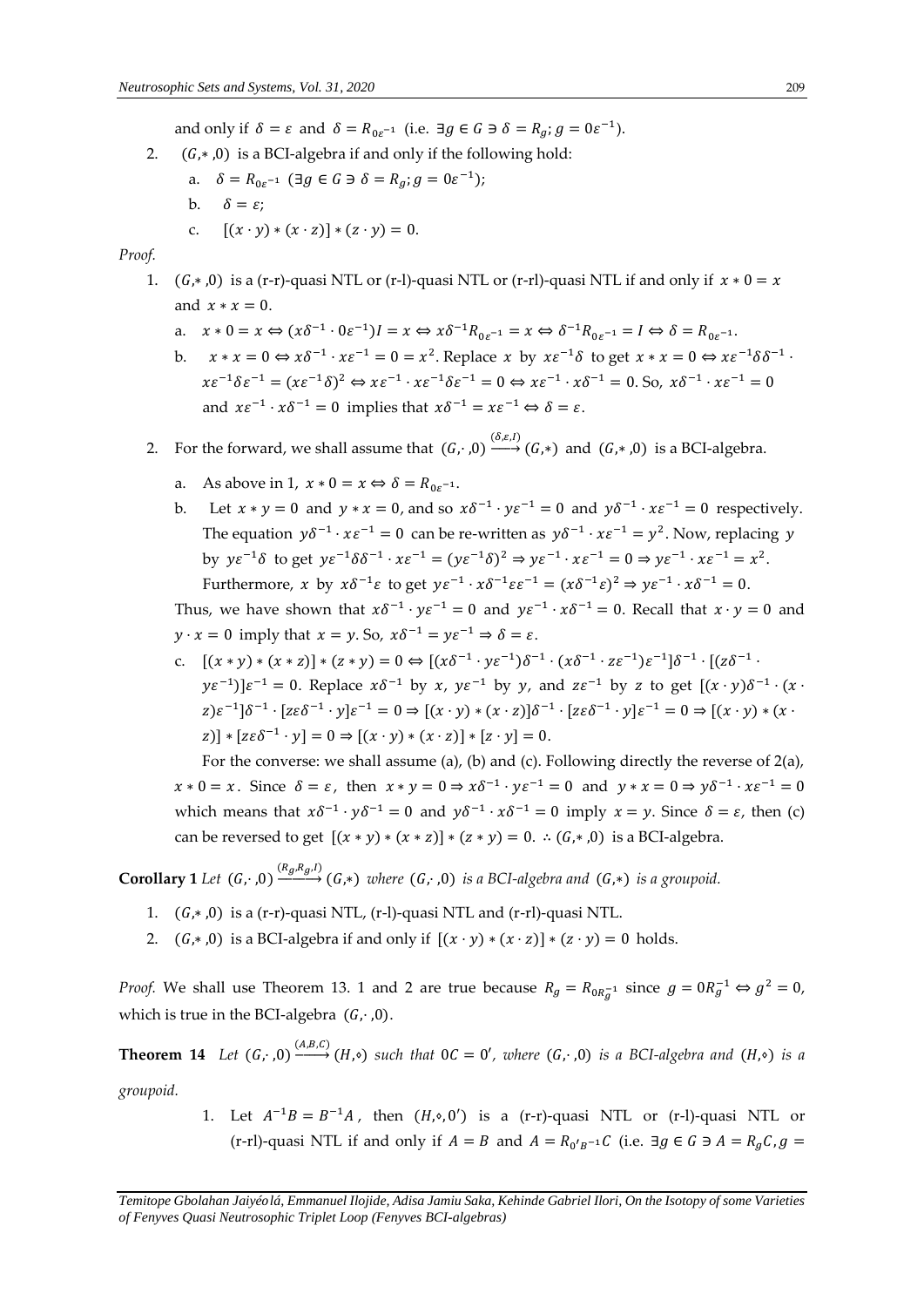and only if $\delta = \varepsilon$ and $\delta = R_{0\varepsilon^{-1}}$ (i.e. $\exists g \in G \ni \delta = R_g; g = 0\varepsilon^{-1}$).

2. $(G,*,0)$ is a BCI-algebra if and only if the following hold:
   a. $\delta = R_{0\varepsilon^{-1}}$ ($\exists g \in G \ni \delta = R_g; g = 0\varepsilon^{-1}$);
   b. $\delta = \varepsilon$;
   c. $[(x \cdot y) * (x \cdot z)] * (z \cdot y) = 0$.

*Proof.*

1. $(G,*,0)$ is a (r-r)-quasi NTL or (r-l)-quasi NTL or (r-rl)-quasi NTL if and only if $x * 0 = x$ and $x * x = 0$.
   a. $x * 0 = x \Leftrightarrow (x\delta^{-1} \cdot 0\varepsilon^{-1})I = x \Leftrightarrow x\delta^{-1}R_{0\varepsilon^{-1}} = x \Leftrightarrow \delta^{-1}R_{0\varepsilon^{-1}} = I \Leftrightarrow \delta = R_{0\varepsilon^{-1}}$.
   b. $x * x = 0 \Leftrightarrow x\delta^{-1} \cdot x\varepsilon^{-1} = 0 = x^2$. Replace $x$ by $x\varepsilon^{-1}\delta$ to get $x * x = 0 \Leftrightarrow x\varepsilon^{-1}\delta\delta^{-1} \cdot x\varepsilon^{-1}\delta\varepsilon^{-1} = (x\varepsilon^{-1}\delta)^2 \Leftrightarrow x\varepsilon^{-1} \cdot x\varepsilon^{-1}\delta\varepsilon^{-1} = 0 \Leftrightarrow x\varepsilon^{-1} \cdot x\delta^{-1} = 0$. So, $x\delta^{-1} \cdot x\varepsilon^{-1} = 0$ and $x\varepsilon^{-1} \cdot x\delta^{-1} = 0$ implies that $x\delta^{-1} = x\varepsilon^{-1} \Leftrightarrow \delta = \varepsilon$.

2. For the forward, we shall assume that $(G,\cdot,0) \xrightarrow{(\delta,\varepsilon,I)} (G,*)$ and $(G,*,0)$ is a BCI-algebra.
   a. As above in 1, $x * 0 = x \Leftrightarrow \delta = R_{0\varepsilon^{-1}}$.
   b. Let $x * y = 0$ and $y * x = 0$, and so $x\delta^{-1} \cdot y\varepsilon^{-1} = 0$ and $y\delta^{-1} \cdot x\varepsilon^{-1} = 0$ respectively. The equation $y\delta^{-1} \cdot x\varepsilon^{-1} = 0$ can be re-written as $y\delta^{-1} \cdot x\varepsilon^{-1} = y^2$. Now, replacing $y$ by $y\varepsilon^{-1}\delta$ to get $y\varepsilon^{-1}\delta\delta^{-1} \cdot x\varepsilon^{-1} = (y\varepsilon^{-1}\delta)^2 \Rightarrow y\varepsilon^{-1} \cdot x\varepsilon^{-1} = 0 \Rightarrow y\varepsilon^{-1} \cdot x\varepsilon^{-1} = x^2$. Furthermore, $x$ by $x\delta^{-1}\varepsilon$ to get $y\varepsilon^{-1} \cdot x\delta^{-1}\varepsilon\varepsilon^{-1} = (x\delta^{-1}\varepsilon)^2 \Rightarrow y\varepsilon^{-1} \cdot x\delta^{-1} = 0$.

   Thus, we have shown that $x\delta^{-1} \cdot y\varepsilon^{-1} = 0$ and $y\varepsilon^{-1} \cdot x\delta^{-1} = 0$. Recall that $x \cdot y = 0$ and $y \cdot x = 0$ imply that $x = y$. So, $x\delta^{-1} = y\varepsilon^{-1} \Rightarrow \delta = \varepsilon$.
   c. $[(x * y) * (x * z)] * (z * y) = 0 \Leftrightarrow [(x\delta^{-1} \cdot y\varepsilon^{-1})\delta^{-1} \cdot (x\delta^{-1} \cdot z\varepsilon^{-1})\varepsilon^{-1}]\delta^{-1} \cdot [(z\delta^{-1} \cdot y\varepsilon^{-1})]\varepsilon^{-1} = 0$. Replace $x\delta^{-1}$ by $x$, $y\varepsilon^{-1}$ by $y$, and $z\varepsilon^{-1}$ by $z$ to get $[(x \cdot y)\delta^{-1} \cdot (x \cdot z)\varepsilon^{-1}]\delta^{-1} \cdot [z\varepsilon\delta^{-1} \cdot y]\varepsilon^{-1} = 0 \Rightarrow [(x \cdot y) * (x \cdot z)]\delta^{-1} \cdot [z\varepsilon\delta^{-1} \cdot y]\varepsilon^{-1} = 0 \Rightarrow [(x \cdot y) * (x \cdot z)] * [z\varepsilon\delta^{-1} \cdot y] = 0 \Rightarrow [(x \cdot y) * (x \cdot z)] * [z \cdot y] = 0$.

   For the converse: we shall assume (a), (b) and (c). Following directly the reverse of 2(a), $x * 0 = x$. Since $\delta = \varepsilon$, then $x * y = 0 \Rightarrow x\delta^{-1} \cdot y\varepsilon^{-1} = 0$ and $y * x = 0 \Rightarrow y\delta^{-1} \cdot x\varepsilon^{-1} = 0$ which means that $x\delta^{-1} \cdot y\delta^{-1} = 0$ and $y\delta^{-1} \cdot x\delta^{-1} = 0$ imply $x = y$. Since $\delta = \varepsilon$, then (c) can be reversed to get $[(x * y) * (x * z)] * (z * y) = 0$. $\therefore (G,*,0)$ is a BCI-algebra.

**Corollary 1** *Let $(G,\cdot,0) \xrightarrow{(R_g,R_g,I)} (G,*)$ where $(G,\cdot,0)$ is a BCI-algebra and $(G,*)$ is a groupoid.*

1. $(G,*,0)$ is a (r-r)-quasi NTL, (r-l)-quasi NTL and (r-rl)-quasi NTL.
2. $(G,*,0)$ is a BCI-algebra if and only if $[(x \cdot y) * (x \cdot z)] * (z \cdot y) = 0$ holds.

*Proof.* We shall use Theorem 13. 1 and 2 are true because $R_g = R_{0R_g^{-1}}$ since $g = 0R_g^{-1} \Leftrightarrow g^2 = 0$, which is true in the BCI-algebra $(G,\cdot,0)$.

**Theorem 14** *Let $(G,\cdot,0) \xrightarrow{(A,B,C)} (H,\diamond)$ such that $0C = 0'$, where $(G,\cdot,0)$ is a BCI-algebra and $(H,\diamond)$ is a groupoid.*

1. Let $A^{-1}B = B^{-1}A$, then $(H,\diamond,0')$ is a (r-r)-quasi NTL or (r-l)-quasi NTL or (r-rl)-quasi NTL if and only if $A = B$ and $A = R_{0'B^{-1}}C$ (i.e. $\exists g \in G \ni A = R_gC, g =$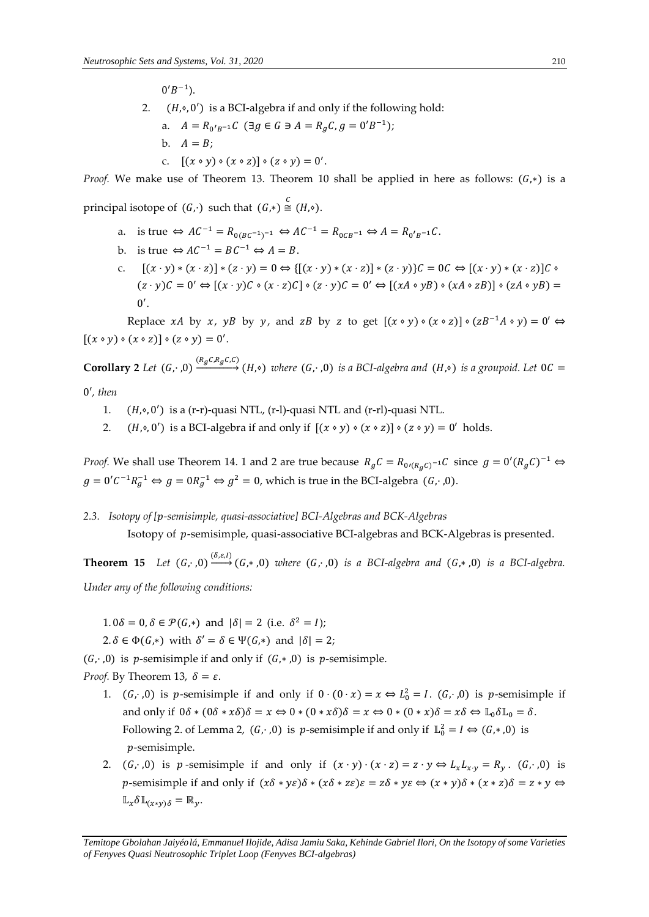$0'B^{-1}$).

2. $(H,\diamond,0')$ is a BCI-algebra if and only if the following hold:
   a. $A = R_{0'B^{-1}}C$ $(\exists g \in G \ni A = R_g C, g = 0'B^{-1})$;
   b. $A = B$;
   c. $[(x \diamond y) \diamond (x \diamond z)] \diamond (z \diamond y) = 0'$.

*Proof.* We make use of Theorem 13. Theorem 10 shall be applied in here as follows: $(G,*)$ is a principal isotope of $(G,\cdot)$ such that $(G,*) \overset{C}{\cong} (H,\diamond)$.

a. is true $\Leftrightarrow AC^{-1} = R_{0(BC^{-1})^{-1}} \Leftrightarrow AC^{-1} = R_{0CB^{-1}} \Leftrightarrow A = R_{0'B^{-1}}C$.

b. is true $\Leftrightarrow AC^{-1} = BC^{-1} \Leftrightarrow A = B$.

c. $[(x \cdot y) * (x \cdot z)] * (z \cdot y) = 0 \Leftrightarrow \{[(x \cdot y) * (x \cdot z)] * (z \cdot y)\}C = 0C \Leftrightarrow [(x \cdot y) * (x \cdot z)]C \diamond (z \cdot y)C = 0' \Leftrightarrow [(x \cdot y)C \diamond (x \cdot z)C] \diamond (z \cdot y)C = 0' \Leftrightarrow [(xA \diamond yB) \diamond (xA \diamond zB)] \diamond (zA \diamond yB) = 0'$.

Replace $xA$ by $x$, $yB$ by $y$, and $zB$ by $z$ to get $[(x \diamond y) \diamond (x \diamond z)] \diamond (zB^{-1}A \diamond y) = 0' \Leftrightarrow [(x \diamond y) \diamond (x \diamond z)] \diamond (z \diamond y) = 0'$.

**Corollary 2** *Let $(G,\cdot,0) \xrightarrow{(R_gC,R_gC,C)} (H,\diamond)$ where $(G,\cdot,0)$ is a BCI-algebra and $(H,\diamond)$ is a groupoid. Let $0C = 0'$, then*

1. $(H,\diamond,0')$ is a (r-r)-quasi NTL, (r-l)-quasi NTL and (r-rl)-quasi NTL.
2. $(H,\diamond,0')$ is a BCI-algebra if and only if $[(x \diamond y) \diamond (x \diamond z)] \diamond (z \diamond y) = 0'$ holds.

*Proof.* We shall use Theorem 14. 1 and 2 are true because $R_gC = R_{0'(R_gC)^{-1}}C$ since $g = 0'(R_gC)^{-1} \Leftrightarrow g = 0'C^{-1}R_g^{-1} \Leftrightarrow g = 0R_g^{-1} \Leftrightarrow g^2 = 0$, which is true in the BCI-algebra $(G,\cdot,0)$.

### *2.3. Isotopy of [p-semisimple, quasi-associative] BCI-Algebras and BCK-Algebras*

Isotopy of $p$-semisimple, quasi-associative BCI-algebras and BCK-Algebras is presented.

**Theorem 15** *Let $(G,\cdot,0) \xrightarrow{(\delta,\varepsilon,I)} (G,*,0)$ where $(G,\cdot,0)$ is a BCI-algebra and $(G,*,0)$ is a BCI-algebra. Under any of the following conditions:*

1. $0\delta = 0, \delta \in \mathcal{P}(G,*)$ and $|\delta| = 2$ (i.e. $\delta^2 = I$);
2. $\delta \in \Phi(G,*)$ with $\delta' = \delta \in \Psi(G,*)$ and $|\delta| = 2$;

$(G,\cdot,0)$ is $p$-semisimple if and only if $(G,*,0)$ is $p$-semisimple.

*Proof.* By Theorem 13, $\delta = \varepsilon$.

1. $(G,\cdot,0)$ is $p$-semisimple if and only if $0 \cdot (0 \cdot x) = x \Leftrightarrow L_0^2 = I$. $(G,\cdot,0)$ is $p$-semisimple if and only if $0\delta * (0\delta * x\delta)\delta = x \Leftrightarrow 0 * (0 * x\delta)\delta = x \Leftrightarrow 0 * (0 * x)\delta = x\delta \Leftrightarrow \mathbb{L}_0\delta\mathbb{L}_0 = \delta$. Following 2. of Lemma 2, $(G,\cdot,0)$ is $p$-semisimple if and only if $\mathbb{L}_0^2 = I \Leftrightarrow (G,*,0)$ is $p$-semisimple.
2. $(G,\cdot,0)$ is $p$-semisimple if and only if $(x \cdot y) \cdot (x \cdot z) = z \cdot y \Leftrightarrow L_x L_{x \cdot y} = R_y$. $(G,\cdot,0)$ is $p$-semisimple if and only if $(x\delta * y\varepsilon)\delta * (x\delta * z\varepsilon)\varepsilon = z\delta * y\varepsilon \Leftrightarrow (x * y)\delta * (x * z)\delta = z * y \Leftrightarrow \mathbb{L}_x\delta\mathbb{L}_{(x*y)\delta} = \mathbb{R}_y$.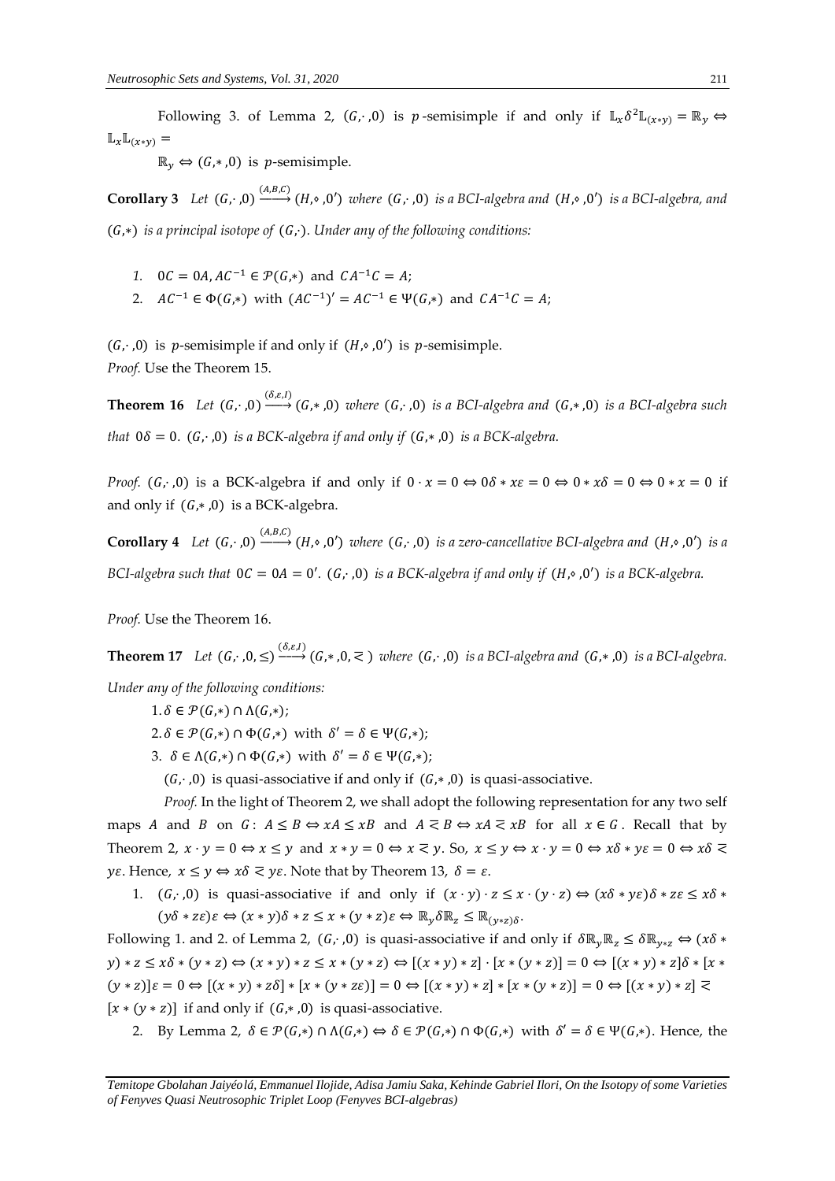Following 3. of Lemma 2, $(G,\cdot,0)$ is $p$-semisimple if and only if $\mathbb{L}_x\delta^2\mathbb{L}_{(x*y)} = \mathbb{R}_y \Leftrightarrow \mathbb{L}_x\mathbb{L}_{(x*y)} =$

$\mathbb{R}_y \Leftrightarrow (G,*,0)$ is $p$-semisimple.

**Corollary 3** *Let $(G,\cdot,0) \xrightarrow{(A,B,C)} (H,\diamond,0')$ where $(G,\cdot,0)$ is a BCI-algebra and $(H,\diamond,0')$ is a BCI-algebra, and $(G,*)$ is a principal isotope of $(G,\cdot)$. Under any of the following conditions:*

1. $0C = 0A, AC^{-1} \in \mathcal{P}(G,*)$ and $CA^{-1}C = A$;
2. $AC^{-1} \in \Phi(G,*)$ with $(AC^{-1})' = AC^{-1} \in \Psi(G,*)$ and $CA^{-1}C = A$;

*$(G,\cdot,0)$ is $p$-semisimple if and only if $(H,\diamond,0')$ is $p$-semisimple.*

*Proof.* Use the Theorem 15.

**Theorem 16** *Let $(G,\cdot,0) \xrightarrow{(\delta,\varepsilon,I)} (G,*,0)$ where $(G,\cdot,0)$ is a BCI-algebra and $(G,*,0)$ is a BCI-algebra such that $0\delta = 0$. $(G,\cdot,0)$ is a BCK-algebra if and only if $(G,*,0)$ is a BCK-algebra.*

*Proof.* $(G,\cdot,0)$ is a BCK-algebra if and only if $0 \cdot x = 0 \Leftrightarrow 0\delta * x\varepsilon = 0 \Leftrightarrow 0 * x\delta = 0 \Leftrightarrow 0 * x = 0$ if and only if $(G,*,0)$ is a BCK-algebra.

**Corollary 4** *Let $(G,\cdot,0) \xrightarrow{(A,B,C)} (H,\diamond,0')$ where $(G,\cdot,0)$ is a zero-cancellative BCI-algebra and $(H,\diamond,0')$ is a BCI-algebra such that $0C = 0A = 0'$. $(G,\cdot,0)$ is a BCK-algebra if and only if $(H,\diamond,0')$ is a BCK-algebra.*

*Proof.* Use the Theorem 16.

**Theorem 17** *Let $(G,\cdot,0,\leq) \xrightarrow{(\delta,\varepsilon,I)} (G,*,0,\lessapprox)$ where $(G,\cdot,0)$ is a BCI-algebra and $(G,*,0)$ is a BCI-algebra. Under any of the following conditions:*

1. $\delta \in \mathcal{P}(G,*) \cap \Lambda(G,*)$;
2. $\delta \in \mathcal{P}(G,*) \cap \Phi(G,*)$ with $\delta' = \delta \in \Psi(G,*)$;
3. $\delta \in \Lambda(G,*) \cap \Phi(G,*)$ with $\delta' = \delta \in \Psi(G,*)$;

*$(G,\cdot,0)$ is quasi-associative if and only if $(G,*,0)$ is quasi-associative.*

*Proof.* In the light of Theorem 2, we shall adopt the following representation for any two self maps $A$ and $B$ on $G$: $A \leq B \Leftrightarrow xA \leq xB$ and $A \lessapprox B \Leftrightarrow xA \lessapprox xB$ for all $x \in G$. Recall that by Theorem 2, $x \cdot y = 0 \Leftrightarrow x \leq y$ and $x * y = 0 \Leftrightarrow x \lessapprox y$. So, $x \leq y \Leftrightarrow x \cdot y = 0 \Leftrightarrow x\delta * y\varepsilon = 0 \Leftrightarrow x\delta \lessapprox y\varepsilon$. Hence, $x \leq y \Leftrightarrow x\delta \lessapprox y\varepsilon$. Note that by Theorem 13, $\delta = \varepsilon$.

1. $(G,\cdot,0)$ is quasi-associative if and only if $(x \cdot y) \cdot z \leq x \cdot (y \cdot z) \Leftrightarrow (x\delta * y\varepsilon)\delta * z\varepsilon \leq x\delta * (y\delta * z\varepsilon)\varepsilon \Leftrightarrow (x * y)\delta * z \leq x * (y * z)\varepsilon \Leftrightarrow \mathbb{R}_y\delta\mathbb{R}_z \leq \mathbb{R}_{(y*z)\delta}$.

Following 1. and 2. of Lemma 2, $(G,\cdot,0)$ is quasi-associative if and only if $\delta\mathbb{R}_y\mathbb{R}_z \leq \delta\mathbb{R}_{y*z} \Leftrightarrow (x\delta * y) * z \leq x\delta * (y * z) \Leftrightarrow (x * y) * z \leq x * (y * z) \Leftrightarrow [(x * y) * z] \cdot [x * (y * z)] = 0 \Leftrightarrow [(x * y) * z]\delta * [x * (y * z)]\varepsilon = 0 \Leftrightarrow [(x * y) * z\delta] * [x * (y * z\varepsilon)] = 0 \Leftrightarrow [(x * y) * z] * [x * (y * z)] = 0 \Leftrightarrow [(x * y) * z] \lessapprox [x * (y * z)]$ if and only if $(G,*,0)$ is quasi-associative.

2. By Lemma 2, $\delta \in \mathcal{P}(G,*) \cap \Lambda(G,*) \Leftrightarrow \delta \in \mathcal{P}(G,*) \cap \Phi(G,*)$ with $\delta' = \delta \in \Psi(G,*)$. Hence, the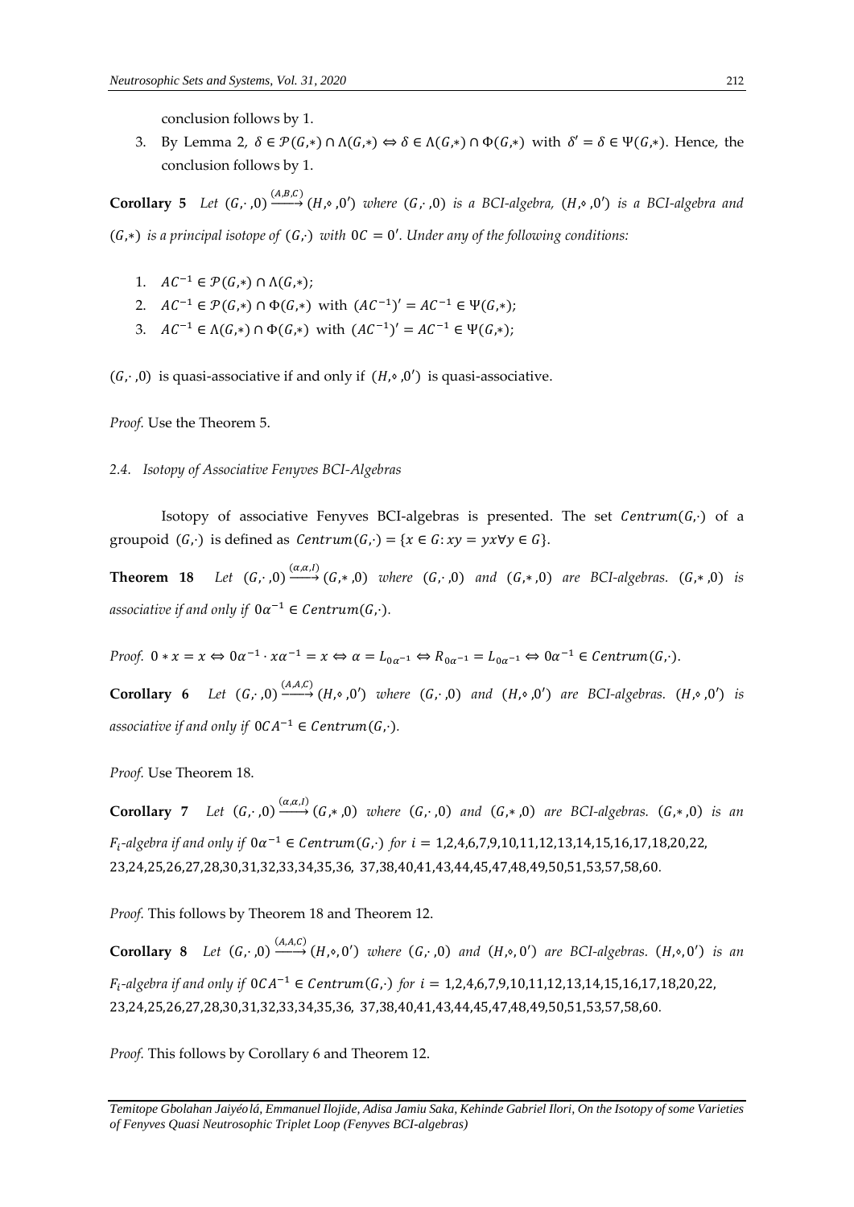conclusion follows by 1.

3. By Lemma 2, $\delta \in \mathcal{P}(G,*) \cap \Lambda(G,*) \Leftrightarrow \delta \in \Lambda(G,*) \cap \Phi(G,*)$ with $\delta' = \delta \in \Psi(G,*)$. Hence, the conclusion follows by 1.

**Corollary 5** *Let* $(G,\cdot,0) \xrightarrow{(A,B,C)} (H,\diamond,0')$ *where* $(G,\cdot,0)$ *is a BCI-algebra,* $(H,\diamond,0')$ *is a BCI-algebra and* $(G,*)$ *is a principal isotope of* $(G,\cdot)$ *with* $0C = 0'$. *Under any of the following conditions:*

1. $AC^{-1} \in \mathcal{P}(G,*) \cap \Lambda(G,*)$;
2. $AC^{-1} \in \mathcal{P}(G,*) \cap \Phi(G,*)$ with $(AC^{-1})' = AC^{-1} \in \Psi(G,*)$;
3. $AC^{-1} \in \Lambda(G,*) \cap \Phi(G,*)$ with $(AC^{-1})' = AC^{-1} \in \Psi(G,*)$;

$(G,\cdot,0)$ is quasi-associative if and only if $(H,\diamond,0')$ is quasi-associative.

*Proof.* Use the Theorem 5.

*2.4. Isotopy of Associative Fenyves BCI-Algebras*

Isotopy of associative Fenyves BCI-algebras is presented. The set $Centrum(G,\cdot)$ of a groupoid $(G,\cdot)$ is defined as $Centrum(G,\cdot) = \{x \in G: xy = yx \forall y \in G\}$.

**Theorem 18** *Let* $(G,\cdot,0) \xrightarrow{(\alpha,\alpha,I)} (G,*,0)$ *where* $(G,\cdot,0)$ *and* $(G,*,0)$ *are BCI-algebras.* $(G,*,0)$ *is associative if and only if* $0\alpha^{-1} \in Centrum(G,\cdot)$.

*Proof.* $0 * x = x \Leftrightarrow 0\alpha^{-1} \cdot x\alpha^{-1} = x \Leftrightarrow \alpha = L_{0\alpha^{-1}} \Leftrightarrow R_{0\alpha^{-1}} = L_{0\alpha^{-1}} \Leftrightarrow 0\alpha^{-1} \in Centrum(G,\cdot)$.

**Corollary 6** *Let* $(G,\cdot,0) \xrightarrow{(A,A,C)} (H,\diamond,0')$ *where* $(G,\cdot,0)$ *and* $(H,\diamond,0')$ *are BCI-algebras.* $(H,\diamond,0')$ *is associative if and only if* $0CA^{-1} \in Centrum(G,\cdot)$.

*Proof.* Use Theorem 18.

**Corollary 7** *Let* $(G,\cdot,0) \xrightarrow{(\alpha,\alpha,I)} (G,*,0)$ *where* $(G,\cdot,0)$ *and* $(G,*,0)$ *are BCI-algebras.* $(G,*,0)$ *is an* $F_i$*-algebra if and only if* $0\alpha^{-1} \in Centrum(G,\cdot)$ *for* $i = 1,2,4,6,7,9,10,11,12,13,14,15,16,17,18,20,22,$ $23,24,25,26,27,28,30,31,32,33,34,35,36, 37,38,40,41,43,44,45,47,48,49,50,51,53,57,58,60$.

*Proof.* This follows by Theorem 18 and Theorem 12.

**Corollary 8** *Let* $(G,\cdot,0) \xrightarrow{(A,A,C)} (H,\diamond,0')$ *where* $(G,\cdot,0)$ *and* $(H,\diamond,0')$ *are BCI-algebras.* $(H,\diamond,0')$ *is an* $F_i$*-algebra if and only if* $0CA^{-1} \in Centrum(G,\cdot)$ *for* $i = 1,2,4,6,7,9,10,11,12,13,14,15,16,17,18,20,22,$ $23,24,25,26,27,28,30,31,32,33,34,35,36, 37,38,40,41,43,44,45,47,48,49,50,51,53,57,58,60$.

*Proof.* This follows by Corollary 6 and Theorem 12.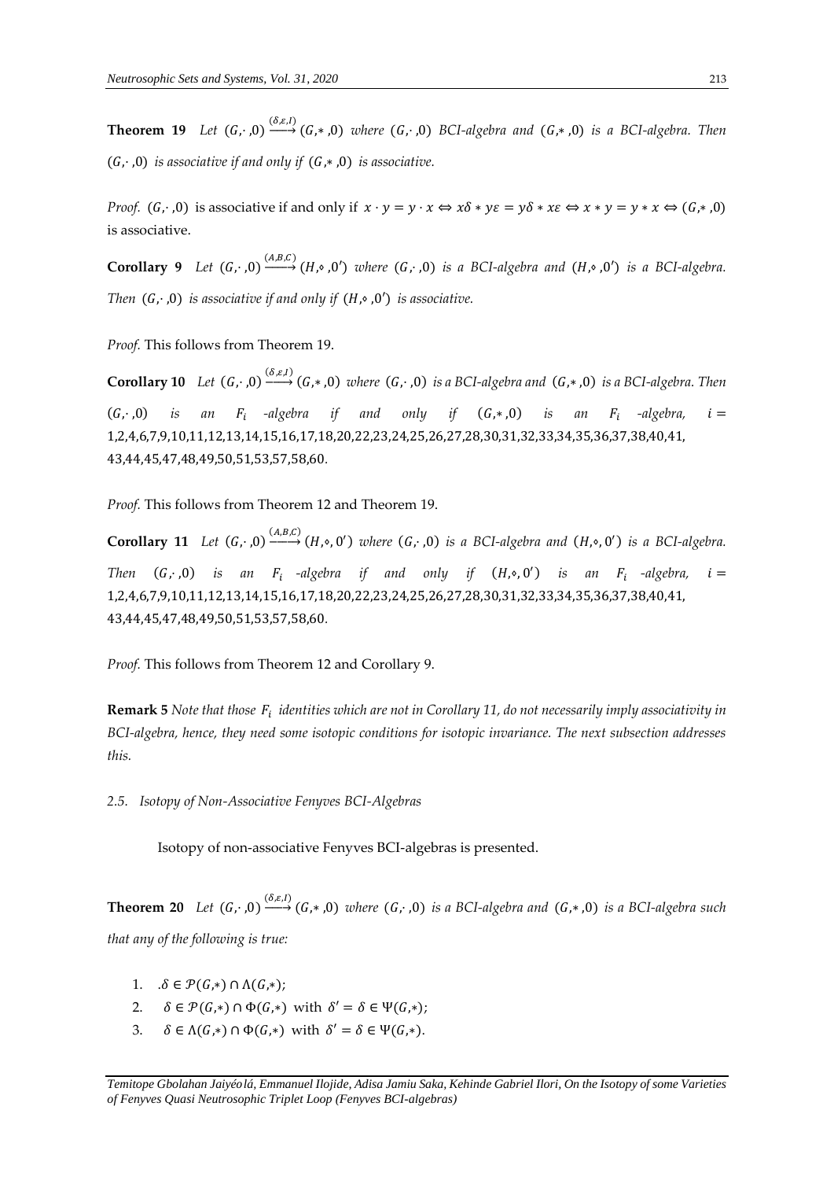**Theorem 19** *Let* $(G,\cdot,0) \xrightarrow{(\delta,\varepsilon,I)} (G,*,0)$ *where* $(G,\cdot,0)$ *BCI-algebra and* $(G,*,0)$ *is a BCI-algebra. Then* $(G,\cdot,0)$ *is associative if and only if* $(G,*,0)$ *is associative.*

*Proof.* $(G,\cdot,0)$ is associative if and only if $x\cdot y = y\cdot x \Leftrightarrow x\delta * y\varepsilon = y\delta * x\varepsilon \Leftrightarrow x*y = y*x \Leftrightarrow (G,*,0)$ is associative.

**Corollary 9** *Let* $(G,\cdot,0) \xrightarrow{(A,B,C)} (H,\diamond,0')$ *where* $(G,\cdot,0)$ *is a BCI-algebra and* $(H,\diamond,0')$ *is a BCI-algebra. Then* $(G,\cdot,0)$ *is associative if and only if* $(H,\diamond,0')$ *is associative.*

*Proof.* This follows from Theorem 19.

**Corollary 10** *Let* $(G,\cdot,0) \xrightarrow{(\delta,\varepsilon,I)} (G,*,0)$ *where* $(G,\cdot,0)$ *is a BCI-algebra and* $(G,*,0)$ *is a BCI-algebra. Then* $(G,\cdot,0)$ *is an* $F_i$ *-algebra if and only if* $(G,*,0)$ *is an* $F_i$ *-algebra,* $i =$ 1,2,4,6,7,9,10,11,12,13,14,15,16,17,18,20,22,23,24,25,26,27,28,30,31,32,33,34,35,36,37,38,40,41, 43,44,45,47,48,49,50,51,53,57,58,60.

*Proof.* This follows from Theorem 12 and Theorem 19.

**Corollary 11** *Let* $(G,\cdot,0) \xrightarrow{(A,B,C)} (H,\diamond,0')$ *where* $(G,\cdot,0)$ *is a BCI-algebra and* $(H,\diamond,0')$ *is a BCI-algebra. Then* $(G,\cdot,0)$ *is an* $F_i$ *-algebra if and only if* $(H,\diamond,0')$ *is an* $F_i$ *-algebra,* $i =$ 1,2,4,6,7,9,10,11,12,13,14,15,16,17,18,20,22,23,24,25,26,27,28,30,31,32,33,34,35,36,37,38,40,41, 43,44,45,47,48,49,50,51,53,57,58,60.

*Proof.* This follows from Theorem 12 and Corollary 9.

**Remark 5** *Note that those* $F_i$ *identities which are not in Corollary 11, do not necessarily imply associativity in BCI-algebra, hence, they need some isotopic conditions for isotopic invariance. The next subsection addresses this.*

### *2.5. Isotopy of Non-Associative Fenyves BCI-Algebras*

Isotopy of non-associative Fenyves BCI-algebras is presented.

**Theorem 20** *Let* $(G,\cdot,0) \xrightarrow{(\delta,\varepsilon,I)} (G,*,0)$ *where* $(G,\cdot,0)$ *is a BCI-algebra and* $(G,*,0)$ *is a BCI-algebra such that any of the following is true:*

1. $.\delta \in \mathcal{P}(G,*) \cap \Lambda(G,*)$;
2. $\delta \in \mathcal{P}(G,*) \cap \Phi(G,*)$ with $\delta' = \delta \in \Psi(G,*)$;
3. $\delta \in \Lambda(G,*) \cap \Phi(G,*)$ with $\delta' = \delta \in \Psi(G,*)$.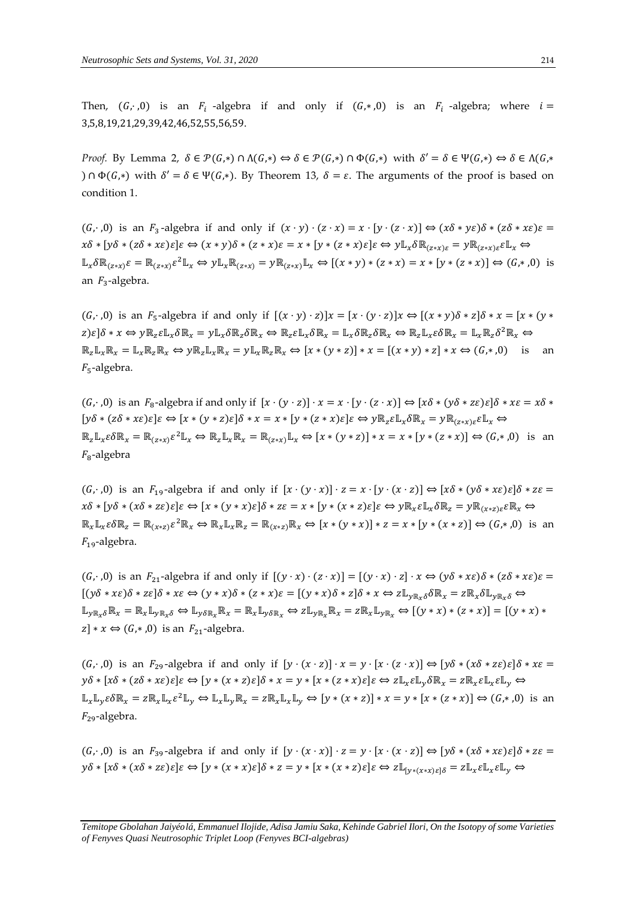Then, $(G,\cdot,0)$ is an $F_i$-algebra if and only if $(G,*,0)$ is an $F_i$-algebra; where $i = 3,5,8,19,21,29,39,42,46,52,55,56,59$.

*Proof.* By Lemma 2, $\delta \in \mathcal{P}(G,*) \cap \Lambda(G,*) \Leftrightarrow \delta \in \mathcal{P}(G,*) \cap \Phi(G,*)$ with $\delta' = \delta \in \Psi(G,*) \Leftrightarrow \delta \in \Lambda(G,*) \cap \Phi(G,*)$ with $\delta' = \delta \in \Psi(G,*)$. By Theorem 13, $\delta = \varepsilon$. The arguments of the proof is based on condition 1.

$(G,\cdot,0)$ is an $F_3$-algebra if and only if $(x \cdot y) \cdot (z \cdot x) = x \cdot [y \cdot (z \cdot x)] \Leftrightarrow (x\delta * y\varepsilon)\delta * (z\delta * x\varepsilon)\varepsilon = x\delta * [y\delta * (z\delta * x\varepsilon)\varepsilon]\varepsilon \Leftrightarrow (x * y)\delta * (z * x)\varepsilon = x * [y * (z * x)\varepsilon]\varepsilon \Leftrightarrow y\mathbb{L}_x\delta\mathbb{R}_{(z*x)\varepsilon} = y\mathbb{R}_{(z*x)\varepsilon}\varepsilon\mathbb{L}_x \Leftrightarrow \mathbb{L}_x\delta\mathbb{R}_{(z*x)}\varepsilon = \mathbb{R}_{(z*x)}\varepsilon^2\mathbb{L}_x \Leftrightarrow y\mathbb{L}_x\mathbb{R}_{(z*x)} = y\mathbb{R}_{(z*x)}\mathbb{L}_x \Leftrightarrow [(x * y) * (z * x) = x * [y * (z * x)] \Leftrightarrow (G,*,0)$ is an $F_3$-algebra.

$(G,\cdot,0)$ is an $F_5$-algebra if and only if $[(x \cdot y) \cdot z]x = [x \cdot (y \cdot z)]x \Leftrightarrow [(x * y)\delta * z]\delta * x = [x * (y * z)\varepsilon]\delta * x \Leftrightarrow y\mathbb{R}_z\varepsilon\mathbb{L}_x\delta\mathbb{R}_x = y\mathbb{L}_x\delta\mathbb{R}_z\delta\mathbb{R}_x \Leftrightarrow \mathbb{R}_z\varepsilon\mathbb{L}_x\delta\mathbb{R}_x = \mathbb{L}_x\delta\mathbb{R}_z\delta\mathbb{R}_x \Leftrightarrow \mathbb{R}_z\mathbb{L}_x\varepsilon\delta\mathbb{R}_x = \mathbb{L}_x\mathbb{R}_z\delta^2\mathbb{R}_x \Leftrightarrow \mathbb{R}_z\mathbb{L}_x\mathbb{R}_x = \mathbb{L}_x\mathbb{R}_z\mathbb{R}_x \Leftrightarrow y\mathbb{R}_z\mathbb{L}_x\mathbb{R}_x = y\mathbb{L}_x\mathbb{R}_z\mathbb{R}_x \Leftrightarrow [x * (y * z)] * x = [(x * y) * z] * x \Leftrightarrow (G,*,0)$ is an $F_5$-algebra.

$(G,\cdot,0)$ is an $F_8$-algebra if and only if $[x \cdot (y \cdot z)] \cdot x = x \cdot [y \cdot (z \cdot x)] \Leftrightarrow [x\delta * (y\delta * z\varepsilon)\varepsilon]\delta * x\varepsilon = x\delta * [y\delta * (z\delta * x\varepsilon)\varepsilon]\varepsilon \Leftrightarrow [x * (y * z)\varepsilon]\delta * x = x * [y * (z * x)\varepsilon]\varepsilon \Leftrightarrow y\mathbb{R}_z\varepsilon\mathbb{L}_x\delta\mathbb{R}_x = y\mathbb{R}_{(z*x)\varepsilon}\varepsilon\mathbb{L}_x \Leftrightarrow \mathbb{R}_z\mathbb{L}_x\varepsilon\delta\mathbb{R}_x = \mathbb{R}_{(z*x)}\varepsilon^2\mathbb{L}_x \Leftrightarrow \mathbb{R}_z\mathbb{L}_x\mathbb{R}_x = \mathbb{R}_{(z*x)}\mathbb{L}_x \Leftrightarrow [x * (y * z)] * x = x * [y * (z * x)] \Leftrightarrow (G,*,0)$ is an $F_8$-algebra

$(G,\cdot,0)$ is an $F_{19}$-algebra if and only if $[x \cdot (y \cdot x)] \cdot z = x \cdot [y \cdot (x \cdot z)] \Leftrightarrow [x\delta * (y\delta * x\varepsilon)\varepsilon]\delta * z\varepsilon = x\delta * [y\delta * (x\delta * z\varepsilon)\varepsilon]\varepsilon \Leftrightarrow [x * (y * x)\varepsilon]\delta * z\varepsilon = x * [y * (x * z)\varepsilon]\varepsilon \Leftrightarrow y\mathbb{R}_x\varepsilon\mathbb{L}_x\delta\mathbb{R}_z = y\mathbb{R}_{(x*z)}\varepsilon\mathbb{R}_x \Leftrightarrow \mathbb{R}_x\mathbb{L}_x\varepsilon\delta\mathbb{R}_z = \mathbb{R}_{(x*z)}\varepsilon^2\mathbb{R}_x \Leftrightarrow \mathbb{R}_x\mathbb{L}_x\mathbb{R}_z = \mathbb{R}_{(x*z)}\mathbb{R}_x \Leftrightarrow [x * (y * x)] * z = x * [y * (x * z)] \Leftrightarrow (G,*,0)$ is an $F_{19}$-algebra.

$(G,\cdot,0)$ is an $F_{21}$-algebra if and only if $[(y \cdot x) \cdot (z \cdot x)] = [(y \cdot x) \cdot z] \cdot x \Leftrightarrow (y\delta * x\varepsilon)\delta * (z\delta * x\varepsilon)\varepsilon = [(y\delta * x\varepsilon)\delta * z\varepsilon]\delta * x\varepsilon \Leftrightarrow (y * x)\delta * (z * x)\varepsilon = [(y * x)\delta * z]\delta * x \Leftrightarrow z\mathbb{L}_{y\mathbb{R}_x\delta}\delta\mathbb{R}_x = z\mathbb{R}_x\delta\mathbb{L}_{y\mathbb{R}_x\delta} \Leftrightarrow \mathbb{L}_{y\mathbb{R}_x\delta}\mathbb{R}_x = \mathbb{R}_x\mathbb{L}_{y\mathbb{R}_x\delta} \Leftrightarrow \mathbb{L}_{y\delta\mathbb{R}_x}\mathbb{R}_x = \mathbb{R}_x\mathbb{L}_{y\delta\mathbb{R}_x} \Leftrightarrow z\mathbb{L}_{y\mathbb{R}_x}\mathbb{R}_x = z\mathbb{R}_x\mathbb{L}_{y\mathbb{R}_x} \Leftrightarrow [(y * x) * (z * x)] = [(y * x) * z] * x \Leftrightarrow (G,*,0)$ is an $F_{21}$-algebra.

$(G,\cdot,0)$ is an $F_{29}$-algebra if and only if $[y \cdot (x \cdot z)] \cdot x = y \cdot [x \cdot (z \cdot x)] \Leftrightarrow [y\delta * (x\delta * z\varepsilon)\varepsilon]\delta * x\varepsilon = y\delta * [x\delta * (z\delta * x\varepsilon)\varepsilon]\varepsilon \Leftrightarrow [y * (x * z)\varepsilon]\delta * x = y * [x * (z * x)\varepsilon]\varepsilon \Leftrightarrow z\mathbb{L}_x\varepsilon\mathbb{L}_y\delta\mathbb{R}_x = z\mathbb{R}_x\varepsilon\mathbb{L}_x\varepsilon\mathbb{L}_y \Leftrightarrow \mathbb{L}_x\mathbb{L}_y\varepsilon\delta\mathbb{R}_x = z\mathbb{R}_x\mathbb{L}_x\varepsilon^2\mathbb{L}_y \Leftrightarrow \mathbb{L}_x\mathbb{L}_y\mathbb{R}_x = z\mathbb{R}_x\mathbb{L}_x\mathbb{L}_y \Leftrightarrow [y * (x * z)] * x = y * [x * (z * x)] \Leftrightarrow (G,*,0)$ is an $F_{29}$-algebra.

$(G,\cdot,0)$ is an $F_{39}$-algebra if and only if $[y \cdot (x \cdot x)] \cdot z = y \cdot [x \cdot (x \cdot z)] \Leftrightarrow [y\delta * (x\delta * x\varepsilon)\varepsilon]\delta * z\varepsilon = y\delta * [x\delta * (x\delta * z\varepsilon)\varepsilon]\varepsilon \Leftrightarrow [y * (x * x)\varepsilon]\delta * z = y * [x * (x * z)\varepsilon]\varepsilon \Leftrightarrow z\mathbb{L}_{[y*(x*x)\varepsilon]\delta} = z\mathbb{L}_x\varepsilon\mathbb{L}_x\varepsilon\mathbb{L}_y \Leftrightarrow$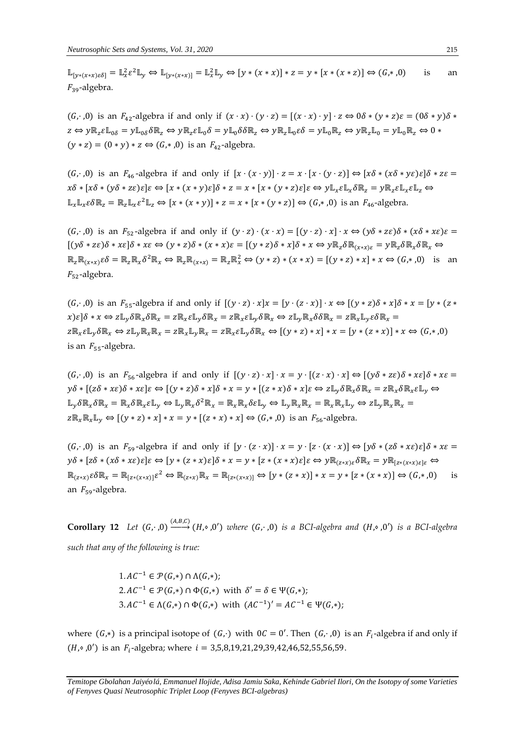$\mathbb{L}_{[y*(x*x)\varepsilon\delta]} = \mathbb{L}_x^2\varepsilon^2\mathbb{L}_y \Leftrightarrow \mathbb{L}_{[y*(x*x)]} = \mathbb{L}_x^2\mathbb{L}_y \Leftrightarrow [y*(x*x)]*z = y*[x*(x*z)] \Leftrightarrow (G,*,0)$ is an $F_{39}$-algebra.

$(G,\cdot,0)$ is an $F_{42}$-algebra if and only if $(x\cdot x)\cdot(y\cdot z) = [(x\cdot x)\cdot y]\cdot z \Leftrightarrow 0\delta*(y*z)\varepsilon = (0\delta*y)\delta*z \Leftrightarrow y\mathbb{R}_z\varepsilon\mathbb{L}_{0\delta} = y\mathbb{L}_{0\delta}\delta\mathbb{R}_z \Leftrightarrow y\mathbb{R}_z\varepsilon\mathbb{L}_0\delta = y\mathbb{L}_0\delta\delta\mathbb{R}_z \Leftrightarrow y\mathbb{R}_z\mathbb{L}_0\varepsilon\delta = y\mathbb{L}_0\mathbb{R}_z \Leftrightarrow y\mathbb{R}_z\mathbb{L}_0 = y\mathbb{L}_0\mathbb{R}_z \Leftrightarrow 0*(y*z) = (0*y)*z \Leftrightarrow (G,*,0)$ is an $F_{42}$-algebra.

$(G,\cdot,0)$ is an $F_{46}$-algebra if and only if $[x\cdot(x\cdot y)]\cdot z = x\cdot[x\cdot(y\cdot z)] \Leftrightarrow [x\delta*(x\delta*y\varepsilon)\varepsilon]\delta*z\varepsilon = x\delta*[x\delta*(y\delta*z\varepsilon)\varepsilon]\varepsilon \Leftrightarrow [x*(x*y)\varepsilon]\delta*z = x*[x*(y*z)\varepsilon]\varepsilon \Leftrightarrow y\mathbb{L}_x\varepsilon\mathbb{L}_x\delta\mathbb{R}_z = y\mathbb{R}_z\varepsilon\mathbb{L}_x\varepsilon\mathbb{L}_z \Leftrightarrow \mathbb{L}_x\mathbb{L}_x\varepsilon\delta\mathbb{R}_z = \mathbb{R}_z\mathbb{L}_x\varepsilon^2\mathbb{L}_z \Leftrightarrow [x*(x*y)]*z = x*[x*(y*z)] \Leftrightarrow (G,*,0)$ is an $F_{46}$-algebra.

$(G,\cdot,0)$ is an $F_{52}$-algebra if and only if $(y\cdot z)\cdot(x\cdot x) = [(y\cdot z)\cdot x]\cdot x \Leftrightarrow (y\delta*z\varepsilon)\delta*(x\delta*x\varepsilon)\varepsilon = [(y\delta*z\varepsilon)\delta*x\varepsilon]\delta*x\varepsilon \Leftrightarrow (y*z)\delta*(x*x)\varepsilon = [(y*z)\delta*x]\delta*x \Leftrightarrow y\mathbb{R}_z\delta\mathbb{R}_{(x*x)\varepsilon} = y\mathbb{R}_z\delta\mathbb{R}_x\delta\mathbb{R}_x \Leftrightarrow \mathbb{R}_z\mathbb{R}_{(x*x)}\varepsilon\delta = \mathbb{R}_z\mathbb{R}_x\delta^2\mathbb{R}_x \Leftrightarrow \mathbb{R}_z\mathbb{R}_{(x*x)} = \mathbb{R}_z\mathbb{R}_x^2 \Leftrightarrow (y*z)*(x*x) = [(y*z)*x]*x \Leftrightarrow (G,*,0)$ is an $F_{52}$-algebra.

$(G,\cdot,0)$ is an $F_{55}$-algebra if and only if $[(y\cdot z)\cdot x]x = [y\cdot(z\cdot x)]\cdot x \Leftrightarrow [(y*z)\delta*x]*x = [y*(z*x)\varepsilon]\delta*x \Leftrightarrow z\mathbb{L}_y\delta\mathbb{R}_x\delta\mathbb{R}_x = z\mathbb{R}_x\varepsilon\mathbb{L}_y\delta\mathbb{R}_x = z\mathbb{R}_x\varepsilon\mathbb{L}_y\delta\mathbb{R}_x \Leftrightarrow z\mathbb{L}_y\mathbb{R}_x\delta\delta\mathbb{R}_x = z\mathbb{R}_x\mathbb{L}_y\varepsilon\delta\mathbb{R}_x = z\mathbb{R}_x\varepsilon\mathbb{L}_y\delta\mathbb{R}_x \Leftrightarrow z\mathbb{L}_y\mathbb{R}_x\mathbb{R}_x = z\mathbb{R}_x\mathbb{L}_y\mathbb{R}_x = z\mathbb{R}_x\varepsilon\mathbb{L}_y\delta\mathbb{R}_x \Leftrightarrow [(y*z)*x]*x = [y*(z*x)]*x \Leftrightarrow (G,*,0)$ is an $F_{55}$-algebra.

$(G,\cdot,0)$ is an $F_{56}$-algebra if and only if $[(y\cdot z)\cdot x]\cdot x = y\cdot[(z\cdot x)\cdot x] \Leftrightarrow [(y\delta*z\varepsilon)\delta*x\varepsilon]\delta*x\varepsilon = y\delta*[(z\delta*x\varepsilon)\delta*x\varepsilon]\varepsilon \Leftrightarrow [(y*z)\delta*x]\delta*x = y*[(z*x)\delta*x]\varepsilon \Leftrightarrow z\mathbb{L}_y\delta\mathbb{R}_x\delta\mathbb{R}_x = z\mathbb{R}_x\delta\mathbb{R}_x\varepsilon\mathbb{L}_y \Leftrightarrow \mathbb{L}_y\delta\mathbb{R}_x\delta\mathbb{R}_x = \mathbb{R}_x\delta\mathbb{R}_x\varepsilon\mathbb{L}_y \Leftrightarrow \mathbb{L}_y\mathbb{R}_x\delta^2\mathbb{R}_x = \mathbb{R}_x\mathbb{R}_x\delta\varepsilon\mathbb{L}_y \Leftrightarrow \mathbb{L}_y\mathbb{R}_x\mathbb{R}_x = \mathbb{R}_x\mathbb{R}_x\mathbb{L}_y \Leftrightarrow z\mathbb{L}_y\mathbb{R}_x\mathbb{R}_x = z\mathbb{R}_x\mathbb{R}_x\mathbb{L}_y \Leftrightarrow [(y*z)*x]*x = y*[(z*x)*x] \Leftrightarrow (G,*,0)$ is an $F_{56}$-algebra.

$(G,\cdot,0)$ is an $F_{59}$-algebra if and only if $[y\cdot(z\cdot x)]\cdot x = y\cdot[z\cdot(x\cdot x)] \Leftrightarrow [y\delta*(z\delta*x\varepsilon)\varepsilon]\delta*x\varepsilon = y\delta*[z\delta*(x\delta*x\varepsilon)\varepsilon]\varepsilon \Leftrightarrow [y*(z*x)\varepsilon]\delta*x = y*[z*(x*x)\varepsilon]\varepsilon \Leftrightarrow y\mathbb{R}_{(z*x)\varepsilon}\delta\mathbb{R}_x = y\mathbb{R}_{[z*(x*x)\varepsilon]\varepsilon} \Leftrightarrow \mathbb{R}_{(z*x)}\varepsilon\delta\mathbb{R}_x = \mathbb{R}_{[z*(x*x)]}\varepsilon^2 \Leftrightarrow \mathbb{R}_{(z*x)}\mathbb{R}_x = \mathbb{R}_{[z*(x*x)]} \Leftrightarrow [y*(z*x)]*x = y*[z*(x*x)] \Leftrightarrow (G,*,0)$ is an $F_{59}$-algebra.

**Corollary 12** *Let* $(G,\cdot,0) \xrightarrow{(A,B,C)} (H,\circ,0')$ *where* $(G,\cdot,0)$ *is a BCI-algebra and* $(H,\circ,0')$ *is a BCI-algebra such that any of the following is true:*

1. $AC^{-1} \in \mathcal{P}(G,*) \cap \Lambda(G,*)$;
2. $AC^{-1} \in \mathcal{P}(G,*) \cap \Phi(G,*)$ with $\delta' = \delta \in \Psi(G,*)$;
3. $AC^{-1} \in \Lambda(G,*) \cap \Phi(G,*)$ with $(AC^{-1})' = AC^{-1} \in \Psi(G,*)$;

where $(G,*)$ is a principal isotope of $(G,\cdot)$ with $0C = 0'$. Then $(G,\cdot,0)$ is an $F_i$-algebra if and only if $(H,\circ,0')$ is an $F_i$-algebra; where $i = 3,5,8,19,21,29,39,42,46,52,55,56,59$.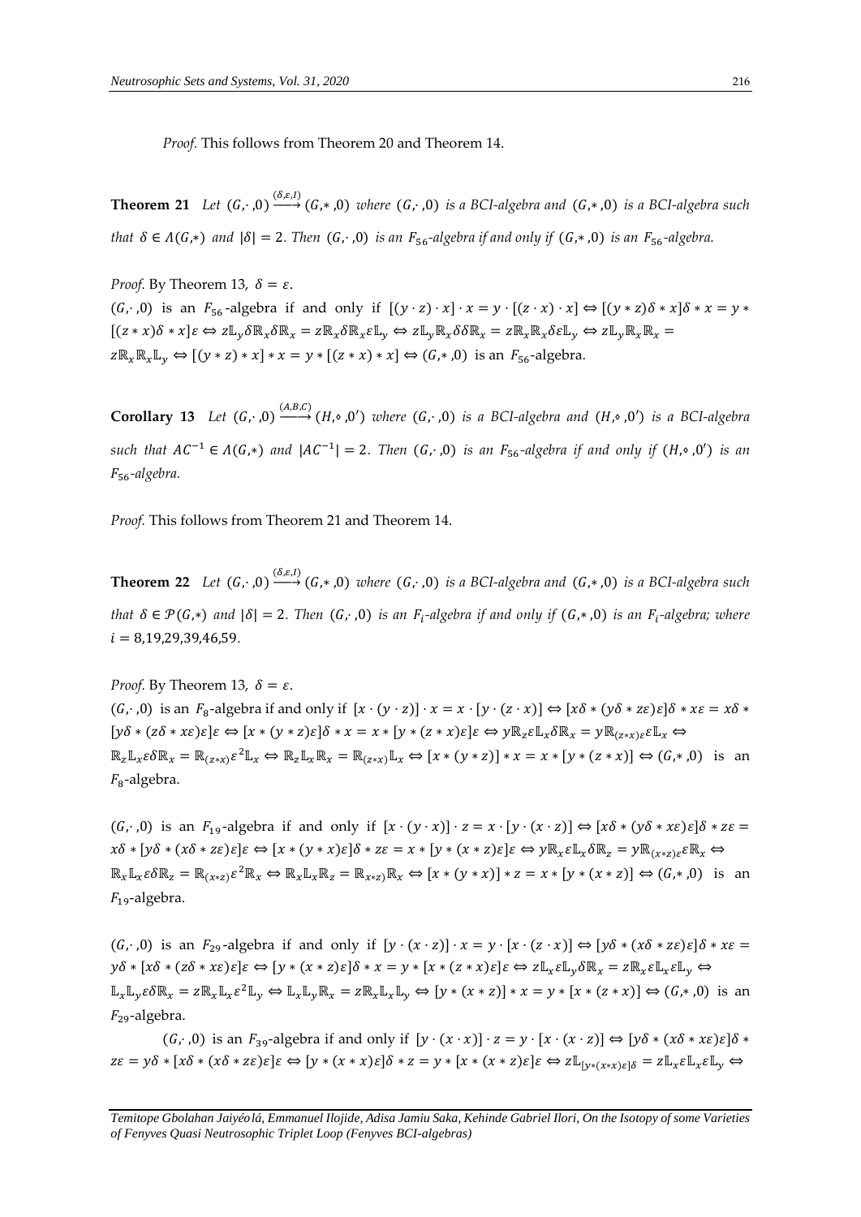*Proof.* This follows from Theorem 20 and Theorem 14.

**Theorem 21** *Let* $(G,\cdot,0) \xrightarrow{(\delta,\varepsilon,I)} (G,*,0)$ *where* $(G,\cdot,0)$ *is a BCI-algebra and* $(G,*,0)$ *is a BCI-algebra such that* $\delta \in \Lambda(G,*)$ *and* $|\delta| = 2$. *Then* $(G,\cdot,0)$ *is an* $F_{56}$*-algebra if and only if* $(G,*,0)$ *is an* $F_{56}$*-algebra.*

*Proof.* By Theorem 13, $\delta = \varepsilon$.

$(G,\cdot,0)$ is an $F_{56}$-algebra if and only if $[(y\cdot z)\cdot x]\cdot x = y\cdot[(z\cdot x)\cdot x] \Leftrightarrow [(y*z)\delta * x]\delta * x = y * [(z*x)\delta * x]\varepsilon \Leftrightarrow z\mathbb{L}_y\delta\mathbb{R}_x\delta\mathbb{R}_x = z\mathbb{R}_x\delta\mathbb{R}_x\varepsilon\mathbb{L}_y \Leftrightarrow z\mathbb{L}_y\mathbb{R}_x\delta\delta\mathbb{R}_x = z\mathbb{R}_x\mathbb{R}_x\delta\varepsilon\mathbb{L}_y \Leftrightarrow z\mathbb{L}_y\mathbb{R}_x\mathbb{R}_x = z\mathbb{R}_x\mathbb{R}_x\mathbb{L}_y \Leftrightarrow [(y*z)*x]*x = y*[(z*x)*x] \Leftrightarrow (G,*,0)$ is an $F_{56}$-algebra.

**Corollary 13** *Let* $(G,\cdot,0) \xrightarrow{(A,B,C)} (H,\diamond,0')$ *where* $(G,\cdot,0)$ *is a BCI-algebra and* $(H,\diamond,0')$ *is a BCI-algebra such that* $AC^{-1} \in \Lambda(G,*)$ *and* $|AC^{-1}| = 2$. *Then* $(G,\cdot,0)$ *is an* $F_{56}$*-algebra if and only if* $(H,\diamond,0')$ *is an* $F_{56}$*-algebra.*

*Proof.* This follows from Theorem 21 and Theorem 14.

**Theorem 22** *Let* $(G,\cdot,0) \xrightarrow{(\delta,\varepsilon,I)} (G,*,0)$ *where* $(G,\cdot,0)$ *is a BCI-algebra and* $(G,*,0)$ *is a BCI-algebra such that* $\delta \in \mathcal{P}(G,*)$ *and* $|\delta| = 2$. *Then* $(G,\cdot,0)$ *is an* $F_i$*-algebra if and only if* $(G,*,0)$ *is an* $F_i$*-algebra; where* $i = 8,19,29,39,46,59$.

*Proof.* By Theorem 13, $\delta = \varepsilon$.

$(G,\cdot,0)$ is an $F_8$-algebra if and only if $[x\cdot(y\cdot z)]\cdot x = x\cdot[y\cdot(z\cdot x)] \Leftrightarrow [x\delta * (y\delta * z\varepsilon)\varepsilon]\delta * x\varepsilon = x\delta * [y\delta * (z\delta * x\varepsilon)\varepsilon]\varepsilon \Leftrightarrow [x*(y*z)\varepsilon]\delta * x = x*[y*(z*x)\varepsilon]\varepsilon \Leftrightarrow y\mathbb{R}_z\varepsilon\mathbb{L}_x\delta\mathbb{R}_x = y\mathbb{R}_{(z*x)\varepsilon}\varepsilon\mathbb{L}_x \Leftrightarrow \mathbb{R}_z\mathbb{L}_x\varepsilon\delta\mathbb{R}_x = \mathbb{R}_{(z*x)}\varepsilon^2\mathbb{L}_x \Leftrightarrow \mathbb{R}_z\mathbb{L}_x\mathbb{R}_x = \mathbb{R}_{(z*x)}\mathbb{L}_x \Leftrightarrow [x*(y*z)]*x = x*[y*(z*x)] \Leftrightarrow (G,*,0)$ is an $F_8$-algebra.

$(G,\cdot,0)$ is an $F_{19}$-algebra if and only if $[x\cdot(y\cdot x)]\cdot z = x\cdot[y\cdot(x\cdot z)] \Leftrightarrow [x\delta * (y\delta * x\varepsilon)\varepsilon]\delta * z\varepsilon = x\delta * [y\delta * (x\delta * z\varepsilon)\varepsilon]\varepsilon \Leftrightarrow [x*(y*x)\varepsilon]\delta * z\varepsilon = x*[y*(x*z)\varepsilon]\varepsilon \Leftrightarrow y\mathbb{R}_x\varepsilon\mathbb{L}_x\delta\mathbb{R}_z = y\mathbb{R}_{(x*z)\varepsilon}\varepsilon\mathbb{R}_x \Leftrightarrow \mathbb{R}_x\mathbb{L}_x\varepsilon\delta\mathbb{R}_z = \mathbb{R}_{(x*z)}\varepsilon^2\mathbb{R}_x \Leftrightarrow \mathbb{R}_x\mathbb{L}_x\mathbb{R}_z = \mathbb{R}_{x*z)}\mathbb{R}_x \Leftrightarrow [x*(y*x)]*z = x*[y*(x*z)] \Leftrightarrow (G,*,0)$ is an $F_{19}$-algebra.

$(G,\cdot,0)$ is an $F_{29}$-algebra if and only if $[y\cdot(x\cdot z)]\cdot x = y\cdot[x\cdot(z\cdot x)] \Leftrightarrow [y\delta * (x\delta * z\varepsilon)\varepsilon]\delta * x\varepsilon = y\delta * [x\delta * (z\delta * x\varepsilon)\varepsilon]\varepsilon \Leftrightarrow [y*(x*z)\varepsilon]\delta * x = y*[x*(z*x)\varepsilon]\varepsilon \Leftrightarrow z\mathbb{L}_x\varepsilon\mathbb{L}_y\delta\mathbb{R}_x = z\mathbb{R}_x\varepsilon\mathbb{L}_x\varepsilon\mathbb{L}_y \Leftrightarrow \mathbb{L}_x\mathbb{L}_y\varepsilon\delta\mathbb{R}_x = z\mathbb{R}_x\mathbb{L}_x\varepsilon^2\mathbb{L}_y \Leftrightarrow \mathbb{L}_x\mathbb{L}_y\mathbb{R}_x = z\mathbb{R}_x\mathbb{L}_x\mathbb{L}_y \Leftrightarrow [y*(x*z)]*x = y*[x*(z*x)] \Leftrightarrow (G,*,0)$ is an $F_{29}$-algebra.

$(G,\cdot,0)$ is an $F_{39}$-algebra if and only if $[y\cdot(x\cdot x)]\cdot z = y\cdot[x\cdot(x\cdot z)] \Leftrightarrow [y\delta * (x\delta * x\varepsilon)\delta * z\varepsilon = y\delta * [x\delta * (x\delta * z\varepsilon)\varepsilon]\varepsilon \Leftrightarrow [y*(x*x)\varepsilon]\delta * z = y*[x*(x*z)\varepsilon]\varepsilon \Leftrightarrow z\mathbb{L}_{[y*(x*x)\varepsilon]\delta} = z\mathbb{L}_x\varepsilon\mathbb{L}_x\varepsilon\mathbb{L}_y \Leftrightarrow$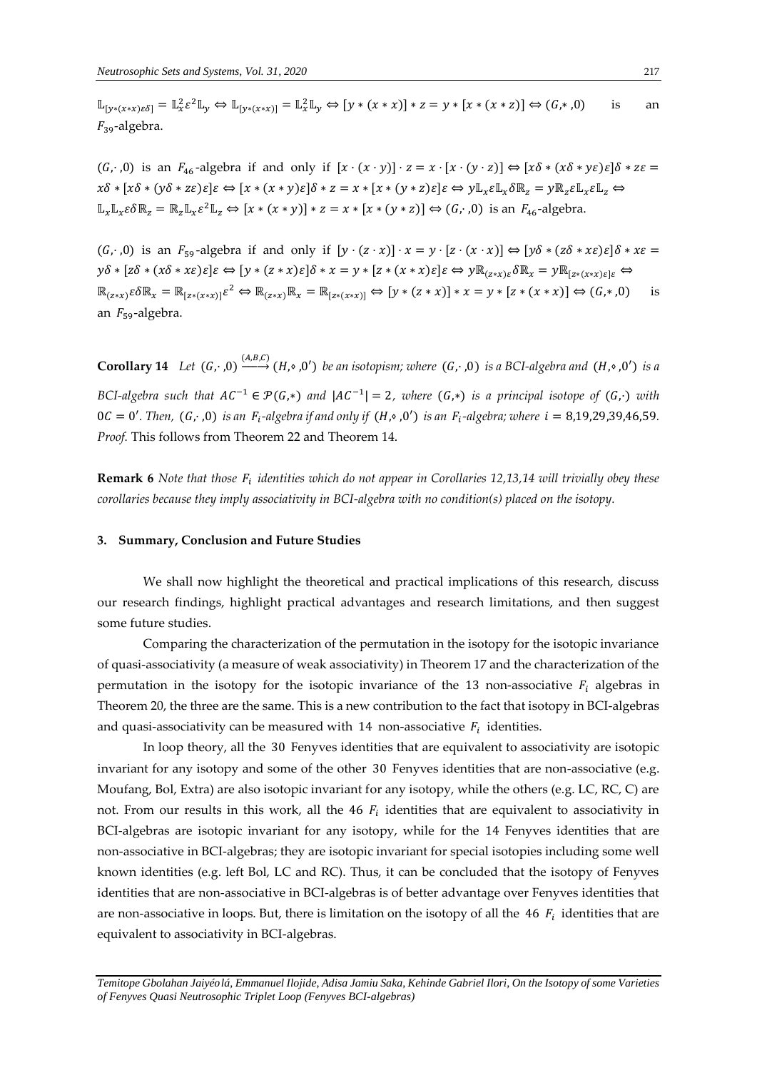$\mathbb{L}_{[y*(x*x)\varepsilon\delta]} = \mathbb{L}_x^2\varepsilon^2\mathbb{L}_y \Leftrightarrow \mathbb{L}_{[y*(x*x)]} = \mathbb{L}_x^2\mathbb{L}_y \Leftrightarrow [y*(x*x)]*z = y*[x*(x*z)] \Leftrightarrow (G,*,0)$ is an $F_{39}$-algebra.

$(G,\cdot,0)$ is an $F_{46}$-algebra if and only if $[x\cdot(x\cdot y)]\cdot z = x\cdot[x\cdot(y\cdot z)] \Leftrightarrow [x\delta*(x\delta*y\varepsilon)\varepsilon]\delta*z\varepsilon = x\delta*[x\delta*(y\delta*z\varepsilon)\varepsilon]\varepsilon \Leftrightarrow [x*(x*y)\varepsilon]\delta*z = x*[x*(y*z)\varepsilon]\varepsilon \Leftrightarrow y\mathbb{L}_x\varepsilon\mathbb{L}_x\delta\mathbb{R}_z = y\mathbb{R}_z\varepsilon\mathbb{L}_x\varepsilon\mathbb{L}_z \Leftrightarrow \mathbb{L}_x\mathbb{L}_x\varepsilon\delta\mathbb{R}_z = \mathbb{R}_z\mathbb{L}_x\varepsilon^2\mathbb{L}_z \Leftrightarrow [x*(x*y)]*z = x*[x*(y*z)] \Leftrightarrow (G,\cdot,0)$ is an $F_{46}$-algebra.

$(G,\cdot,0)$ is an $F_{59}$-algebra if and only if $[y\cdot(z\cdot x)]\cdot x = y\cdot[z\cdot(x\cdot x)] \Leftrightarrow [y\delta*(z\delta*x\varepsilon)\varepsilon]\delta*x\varepsilon = y\delta*[z\delta*(x\delta*x\varepsilon)\varepsilon]\varepsilon \Leftrightarrow [y*(z*x)\varepsilon]\delta*x = y*[z*(x*x)\varepsilon]\varepsilon \Leftrightarrow y\mathbb{R}_{(z*x)\varepsilon}\delta\mathbb{R}_x = y\mathbb{R}_{[z*(x*x)\varepsilon]\varepsilon} \Leftrightarrow \mathbb{R}_{(z*x)}\varepsilon\delta\mathbb{R}_x = \mathbb{R}_{[z*(x*x)]}\varepsilon^2 \Leftrightarrow \mathbb{R}_{(z*x)}\mathbb{R}_x = \mathbb{R}_{[z*(x*x)]} \Leftrightarrow [y*(z*x)]*x = y*[z*(x*x)] \Leftrightarrow (G,*,0)$ is an $F_{59}$-algebra.

**Corollary 14** *Let $(G,\cdot,0) \xrightarrow{(A,B,C)} (H,\diamond,0')$ be an isotopism; where $(G,\cdot,0)$ is a BCI-algebra and $(H,\diamond,0')$ is a BCI-algebra such that $AC^{-1} \in \mathcal{P}(G,*)$ and $|AC^{-1}| = 2$, where $(G,*)$ is a principal isotope of $(G,\cdot)$ with $0C = 0'$. Then, $(G,\cdot,0)$ is an $F_i$-algebra if and only if $(H,\diamond,0')$ is an $F_i$-algebra; where $i = 8,19,29,39,46,59$.*
*Proof.* This follows from Theorem 22 and Theorem 14.

**Remark 6** *Note that those $F_i$ identities which do not appear in Corollaries 12,13,14 will trivially obey these corollaries because they imply associativity in BCI-algebra with no condition(s) placed on the isotopy.*

## 3. Summary, Conclusion and Future Studies

We shall now highlight the theoretical and practical implications of this research, discuss our research findings, highlight practical advantages and research limitations, and then suggest some future studies.

Comparing the characterization of the permutation in the isotopy for the isotopic invariance of quasi-associativity (a measure of weak associativity) in Theorem 17 and the characterization of the permutation in the isotopy for the isotopic invariance of the 13 non-associative $F_i$ algebras in Theorem 20, the three are the same. This is a new contribution to the fact that isotopy in BCI-algebras and quasi-associativity can be measured with 14 non-associative $F_i$ identities.

In loop theory, all the 30 Fenyves identities that are equivalent to associativity are isotopic invariant for any isotopy and some of the other 30 Fenyves identities that are non-associative (e.g. Moufang, Bol, Extra) are also isotopic invariant for any isotopy, while the others (e.g. LC, RC, C) are not. From our results in this work, all the 46 $F_i$ identities that are equivalent to associativity in BCI-algebras are isotopic invariant for any isotopy, while for the 14 Fenyves identities that are non-associative in BCI-algebras; they are isotopic invariant for special isotopies including some well known identities (e.g. left Bol, LC and RC). Thus, it can be concluded that the isotopy of Fenyves identities that are non-associative in BCI-algebras is of better advantage over Fenyves identities that are non-associative in loops. But, there is limitation on the isotopy of all the 46 $F_i$ identities that are equivalent to associativity in BCI-algebras.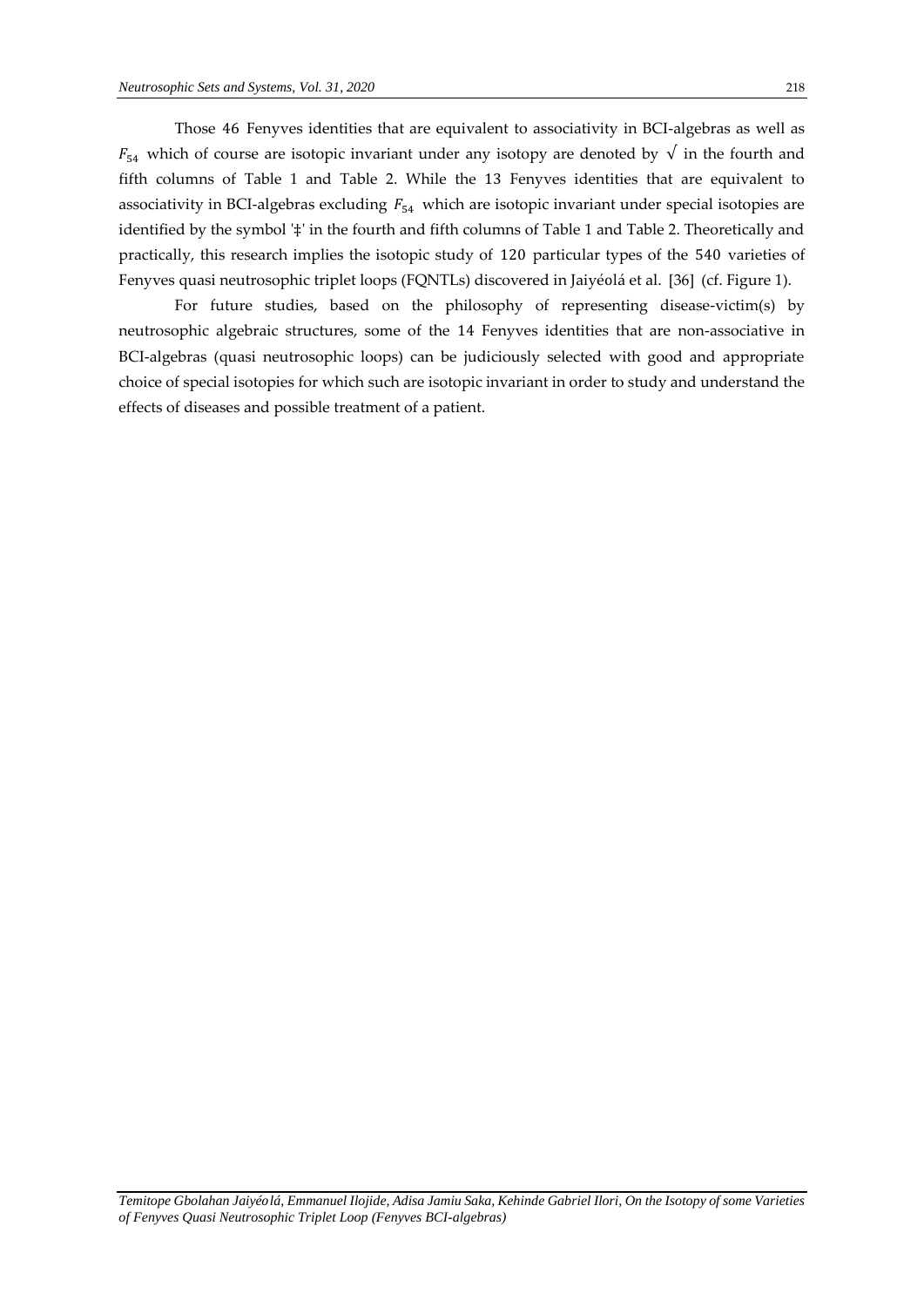Those 46 Fenyves identities that are equivalent to associativity in BCI-algebras as well as $F_{54}$ which of course are isotopic invariant under any isotopy are denoted by $\surd$ in the fourth and fifth columns of Table 1 and Table 2. While the 13 Fenyves identities that are equivalent to associativity in BCI-algebras excluding $F_{54}$ which are isotopic invariant under special isotopies are identified by the symbol '‡' in the fourth and fifth columns of Table 1 and Table 2. Theoretically and practically, this research implies the isotopic study of 120 particular types of the 540 varieties of Fenyves quasi neutrosophic triplet loops (FQNTLs) discovered in Jaiyéolá et al. [36] (cf. Figure 1).

For future studies, based on the philosophy of representing disease-victim(s) by neutrosophic algebraic structures, some of the 14 Fenyves identities that are non-associative in BCI-algebras (quasi neutrosophic loops) can be judiciously selected with good and appropriate choice of special isotopies for which such are isotopic invariant in order to study and understand the effects of diseases and possible treatment of a patient.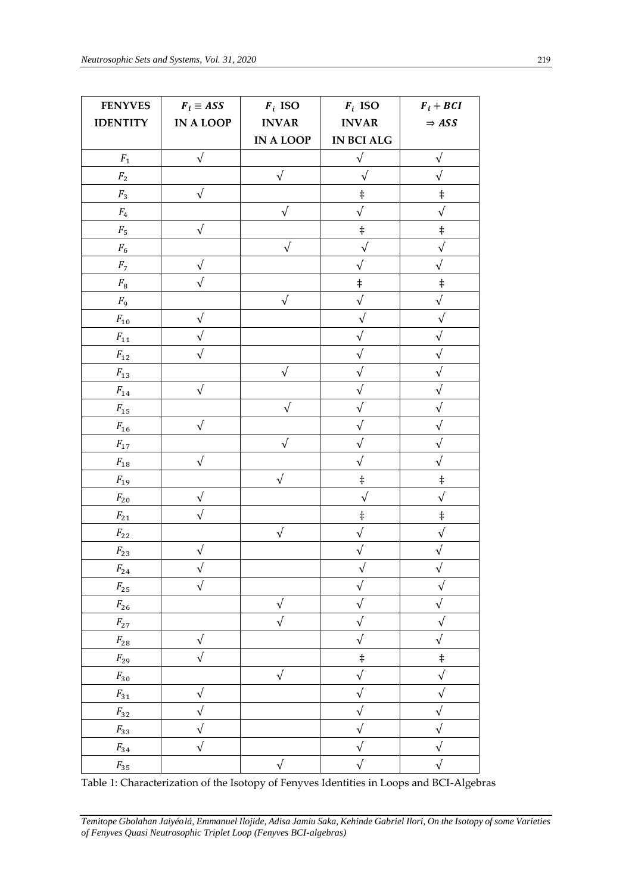| FENYVES IDENTITY | $F_i \equiv ASS$ IN A LOOP | $F_i$ ISO INVAR IN A LOOP | $F_i$ ISO INVAR IN BCI ALG | $F_i + BCI \Rightarrow ASS$ |
|---|---|---|---|---|
| $F_1$ | √ | | √ | √ |
| $F_2$ | | √ | √ | √ |
| $F_3$ | √ | | ‡ | ‡ |
| $F_4$ | | √ | √ | √ |
| $F_5$ | √ | | ‡ | ‡ |
| $F_6$ | | √ | √ | √ |
| $F_7$ | √ | | √ | √ |
| $F_8$ | √ | | ‡ | ‡ |
| $F_9$ | | √ | √ | √ |
| $F_{10}$ | √ | | √ | √ |
| $F_{11}$ | √ | | √ | √ |
| $F_{12}$ | √ | | √ | √ |
| $F_{13}$ | | √ | √ | √ |
| $F_{14}$ | √ | | √ | √ |
| $F_{15}$ | | √ | √ | √ |
| $F_{16}$ | √ | | √ | √ |
| $F_{17}$ | | √ | √ | √ |
| $F_{18}$ | √ | | √ | √ |
| $F_{19}$ | | √ | ‡ | ‡ |
| $F_{20}$ | √ | | √ | √ |
| $F_{21}$ | √ | | ‡ | ‡ |
| $F_{22}$ | | √ | √ | √ |
| $F_{23}$ | √ | | √ | √ |
| $F_{24}$ | √ | | √ | √ |
| $F_{25}$ | √ | | √ | √ |
| $F_{26}$ | | √ | √ | √ |
| $F_{27}$ | | √ | √ | √ |
| $F_{28}$ | √ | | √ | √ |
| $F_{29}$ | √ | | ‡ | ‡ |
| $F_{30}$ | | √ | √ | √ |
| $F_{31}$ | √ | | √ | √ |
| $F_{32}$ | √ | | √ | √ |
| $F_{33}$ | √ | | √ | √ |
| $F_{34}$ | √ | | √ | √ |
| $F_{35}$ | | √ | √ | √ |

Table 1: Characterization of the Isotopy of Fenyves Identities in Loops and BCI-Algebras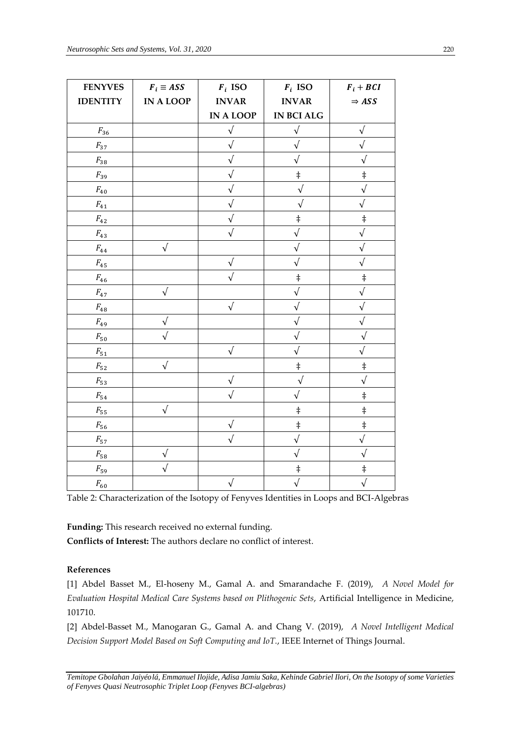| FENYVES IDENTITY | $F_i \equiv ASS$ IN A LOOP | $F_i$ ISO INVAR IN A LOOP | $F_i$ ISO INVAR IN BCI ALG | $F_i + BCI \Rightarrow ASS$ |
|---|---|---|---|---|
| $F_{36}$ | | √ | √ | √ |
| $F_{37}$ | | √ | √ | √ |
| $F_{38}$ | | √ | √ | √ |
| $F_{39}$ | | √ | ‡ | ‡ |
| $F_{40}$ | | √ | √ | √ |
| $F_{41}$ | | √ | √ | √ |
| $F_{42}$ | | √ | ‡ | ‡ |
| $F_{43}$ | | √ | √ | √ |
| $F_{44}$ | √ | | √ | √ |
| $F_{45}$ | | √ | √ | √ |
| $F_{46}$ | | √ | ‡ | ‡ |
| $F_{47}$ | √ | | √ | √ |
| $F_{48}$ | | √ | √ | √ |
| $F_{49}$ | √ | | √ | √ |
| $F_{50}$ | √ | | √ | √ |
| $F_{51}$ | | √ | √ | √ |
| $F_{52}$ | √ | | ‡ | ‡ |
| $F_{53}$ | | √ | √ | √ |
| $F_{54}$ | | √ | √ | ‡ |
| $F_{55}$ | √ | | ‡ | ‡ |
| $F_{56}$ | | √ | ‡ | ‡ |
| $F_{57}$ | | √ | √ | √ |
| $F_{58}$ | √ | | √ | √ |
| $F_{59}$ | √ | | ‡ | ‡ |
| $F_{60}$ | | √ | √ | √ |

Table 2: Characterization of the Isotopy of Fenyves Identities in Loops and BCI-Algebras

**Funding:** This research received no external funding.

**Conflicts of Interest:** The authors declare no conflict of interest.

**References**

[1] Abdel Basset M., El-hoseny M., Gamal A. and Smarandache F. (2019), *A Novel Model for Evaluation Hospital Medical Care Systems based on Plithogenic Sets*, Artificial Intelligence in Medicine, 101710.

[2] Abdel-Basset M., Manogaran G., Gamal A. and Chang V. (2019), *A Novel Intelligent Medical Decision Support Model Based on Soft Computing and IoT.*, IEEE Internet of Things Journal.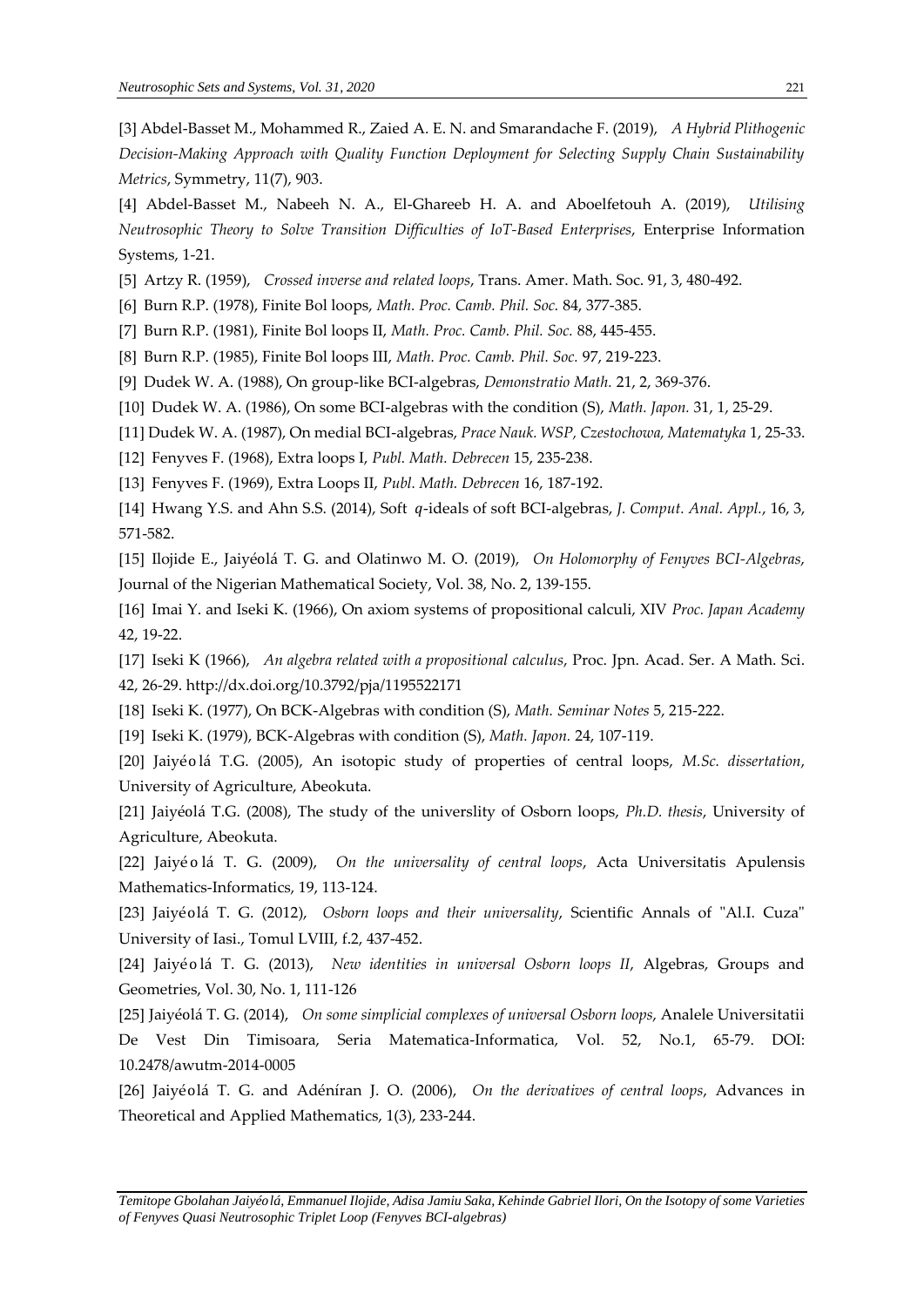[3] Abdel-Basset M., Mohammed R., Zaied A. E. N. and Smarandache F. (2019), *A Hybrid Plithogenic Decision-Making Approach with Quality Function Deployment for Selecting Supply Chain Sustainability Metrics*, Symmetry, 11(7), 903.

[4] Abdel-Basset M., Nabeeh N. A., El-Ghareeb H. A. and Aboelfetouh A. (2019), *Utilising Neutrosophic Theory to Solve Transition Difficulties of IoT-Based Enterprises*, Enterprise Information Systems, 1-21.

[5] Artzy R. (1959), *Crossed inverse and related loops*, Trans. Amer. Math. Soc. 91, 3, 480-492.

[6] Burn R.P. (1978), Finite Bol loops, *Math. Proc. Camb. Phil. Soc.* 84, 377-385.

[7] Burn R.P. (1981), Finite Bol loops II, *Math. Proc. Camb. Phil. Soc.* 88, 445-455.

[8] Burn R.P. (1985), Finite Bol loops III, *Math. Proc. Camb. Phil. Soc.* 97, 219-223.

[9] Dudek W. A. (1988), On group-like BCI-algebras, *Demonstratio Math.* 21, 2, 369-376.

[10] Dudek W. A. (1986), On some BCI-algebras with the condition (S), *Math. Japon.* 31, 1, 25-29.

[11] Dudek W. A. (1987), On medial BCI-algebras, *Prace Nauk. WSP, Czestochowa, Matematyka* 1, 25-33.

[12] Fenyves F. (1968), Extra loops I, *Publ. Math. Debrecen* 15, 235-238.

[13] Fenyves F. (1969), Extra Loops II, *Publ. Math. Debrecen* 16, 187-192.

[14] Hwang Y.S. and Ahn S.S. (2014), Soft $q$-ideals of soft BCI-algebras, *J. Comput. Anal. Appl.*, 16, 3, 571-582.

[15] Ilojide E., Jaiyéolá T. G. and Olatinwo M. O. (2019), *On Holomorphy of Fenyves BCI-Algebras*, Journal of the Nigerian Mathematical Society, Vol. 38, No. 2, 139-155.

[16] Imai Y. and Iseki K. (1966), On axiom systems of propositional calculi, XIV *Proc. Japan Academy* 42, 19-22.

[17] Iseki K (1966), *An algebra related with a propositional calculus*, Proc. Jpn. Acad. Ser. A Math. Sci. 42, 26-29. http://dx.doi.org/10.3792/pja/1195522171

[18] Iseki K. (1977), On BCK-Algebras with condition (S), *Math. Seminar Notes* 5, 215-222.

[19] Iseki K. (1979), BCK-Algebras with condition (S), *Math. Japon.* 24, 107-119.

[20] Jaiyéolá T.G. (2005), An isotopic study of properties of central loops, *M.Sc. dissertation*, University of Agriculture, Abeokuta.

[21] Jaiyéolá T.G. (2008), The study of the universlity of Osborn loops, *Ph.D. thesis*, University of Agriculture, Abeokuta.

[22] Jaiyéolá T. G. (2009), *On the universality of central loops*, Acta Universitatis Apulensis Mathematics-Informatics, 19, 113-124.

[23] Jaiyéolá T. G. (2012), *Osborn loops and their universality*, Scientific Annals of "Al.I. Cuza" University of Iasi., Tomul LVIII, f.2, 437-452.

[24] Jaiyéolá T. G. (2013), *New identities in universal Osborn loops II*, Algebras, Groups and Geometries, Vol. 30, No. 1, 111-126

[25] Jaiyéolá T. G. (2014), *On some simplicial complexes of universal Osborn loops*, Analele Universitatii De Vest Din Timisoara, Seria Matematica-Informatica, Vol. 52, No.1, 65-79. DOI: 10.2478/awutm-2014-0005

[26] Jaiyéolá T. G. and Adéníran J. O. (2006), *On the derivatives of central loops*, Advances in Theoretical and Applied Mathematics, 1(3), 233-244.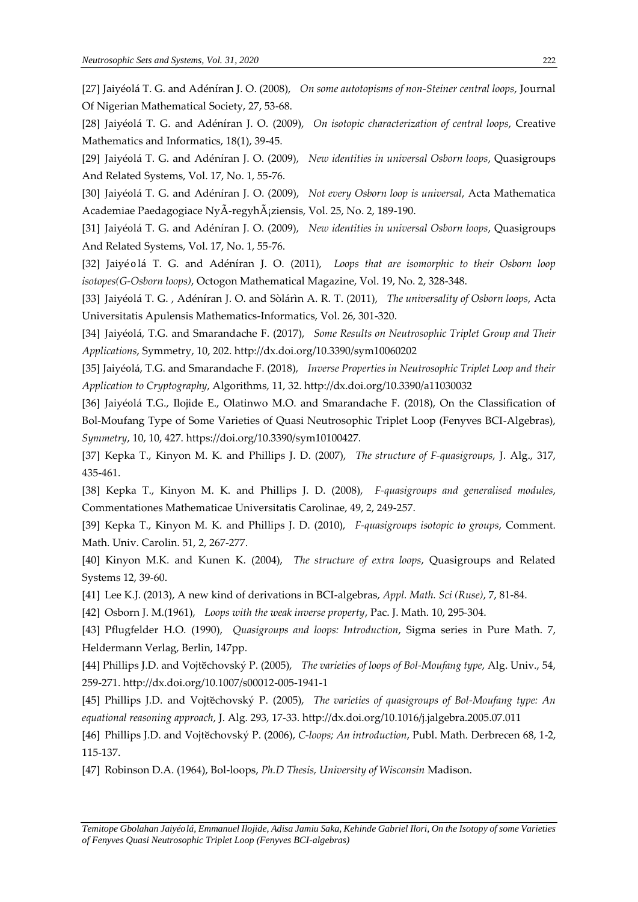[27] Jaiyéolá T. G. and Adéníran J. O. (2008), *On some autotopisms of non-Steiner central loops*, Journal Of Nigerian Mathematical Society, 27, 53-68.

[28] Jaiyéolá T. G. and Adéníran J. O. (2009), *On isotopic characterization of central loops*, Creative Mathematics and Informatics, 18(1), 39-45.

[29] Jaiyéolá T. G. and Adéníran J. O. (2009), *New identities in universal Osborn loops*, Quasigroups And Related Systems, Vol. 17, No. 1, 55-76.

[30] Jaiyéolá T. G. and Adéníran J. O. (2009), *Not every Osborn loop is universal*, Acta Mathematica Academiae Paedagogiace NyÃ-regyhÃ¡ziensis, Vol. 25, No. 2, 189-190.

[31] Jaiyéolá T. G. and Adéníran J. O. (2009), *New identities in universal Osborn loops*, Quasigroups And Related Systems, Vol. 17, No. 1, 55-76.

[32] Jaiyéolá T. G. and Adéníran J. O. (2011), *Loops that are isomorphic to their Osborn loop isotopes(G-Osborn loops)*, Octogon Mathematical Magazine, Vol. 19, No. 2, 328-348.

[33] Jaiyéolá T. G. , Adéníran J. O. and Sòlárìn A. R. T. (2011), *The universality of Osborn loops*, Acta Universitatis Apulensis Mathematics-Informatics, Vol. 26, 301-320.

[34] Jaiyéolá, T.G. and Smarandache F. (2017), *Some Results on Neutrosophic Triplet Group and Their Applications*, Symmetry, 10, 202. http://dx.doi.org/10.3390/sym10060202

[35] Jaiyéolá, T.G. and Smarandache F. (2018), *Inverse Properties in Neutrosophic Triplet Loop and their Application to Cryptography*, Algorithms, 11, 32. http://dx.doi.org/10.3390/a11030032

[36] Jaiyéolá T.G., Ilojide E., Olatinwo M.O. and Smarandache F. (2018), On the Classification of Bol-Moufang Type of Some Varieties of Quasi Neutrosophic Triplet Loop (Fenyves BCI-Algebras), *Symmetry*, 10, 10, 427. https://doi.org/10.3390/sym10100427.

[37] Kepka T., Kinyon M. K. and Phillips J. D. (2007), *The structure of F-quasigroups*, J. Alg., 317, 435-461.

[38] Kepka T., Kinyon M. K. and Phillips J. D. (2008), *F-quasigroups and generalised modules*, Commentationes Mathematicae Universitatis Carolinae, 49, 2, 249-257.

[39] Kepka T., Kinyon M. K. and Phillips J. D. (2010), *F-quasigroups isotopic to groups*, Comment. Math. Univ. Carolin. 51, 2, 267-277.

[40] Kinyon M.K. and Kunen K. (2004), *The structure of extra loops*, Quasigroups and Related Systems 12, 39-60.

[41] Lee K.J. (2013), A new kind of derivations in BCI-algebras, *Appl. Math. Sci (Ruse)*, 7, 81-84.

[42] Osborn J. M.(1961), *Loops with the weak inverse property*, Pac. J. Math. 10, 295-304.

[43] Pflugfelder H.O. (1990), *Quasigroups and loops: Introduction*, Sigma series in Pure Math. 7, Heldermann Verlag, Berlin, 147pp.

[44] Phillips J.D. and Vojtěchovský P. (2005), *The varieties of loops of Bol-Moufang type*, Alg. Univ., 54, 259-271. http://dx.doi.org/10.1007/s00012-005-1941-1

[45] Phillips J.D. and Vojtěchovský P. (2005), *The varieties of quasigroups of Bol-Moufang type: An equational reasoning approach*, J. Alg. 293, 17-33. http://dx.doi.org/10.1016/j.jalgebra.2005.07.011

[46] Phillips J.D. and Vojtěchovský P. (2006), *C-loops; An introduction*, Publ. Math. Derbrecen 68, 1-2, 115-137.

[47] Robinson D.A. (1964), Bol-loops, *Ph.D Thesis, University of Wisconsin* Madison.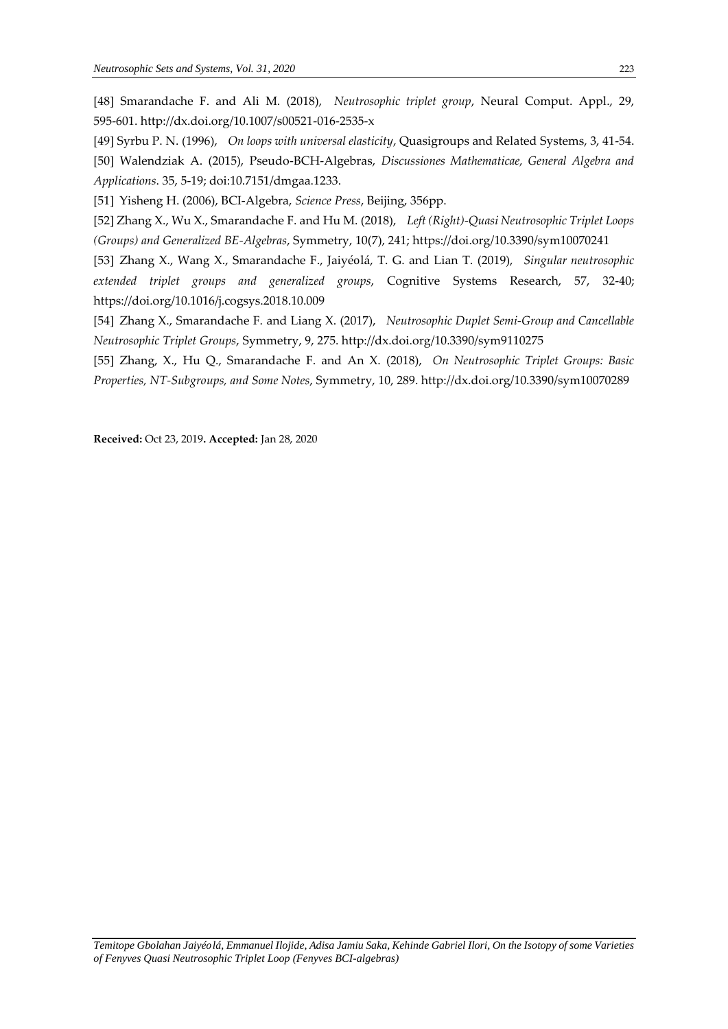[48] Smarandache F. and Ali M. (2018), *Neutrosophic triplet group*, Neural Comput. Appl., 29, 595-601. http://dx.doi.org/10.1007/s00521-016-2535-x

[49] Syrbu P. N. (1996), *On loops with universal elasticity*, Quasigroups and Related Systems, 3, 41-54.

[50] Walendziak A. (2015), Pseudo-BCH-Algebras, *Discussiones Mathematicae, General Algebra and Applications*. 35, 5-19; doi:10.7151/dmgaa.1233.

[51] Yisheng H. (2006), BCI-Algebra, *Science Press*, Beijing, 356pp.

[52] Zhang X., Wu X., Smarandache F. and Hu M. (2018), *Left (Right)-Quasi Neutrosophic Triplet Loops (Groups) and Generalized BE-Algebras*, Symmetry, 10(7), 241; https://doi.org/10.3390/sym10070241

[53] Zhang X., Wang X., Smarandache F., Jaiyéolá, T. G. and Lian T. (2019), *Singular neutrosophic extended triplet groups and generalized groups*, Cognitive Systems Research, 57, 32-40; https://doi.org/10.1016/j.cogsys.2018.10.009

[54] Zhang X., Smarandache F. and Liang X. (2017), *Neutrosophic Duplet Semi-Group and Cancellable Neutrosophic Triplet Groups*, Symmetry, 9, 275. http://dx.doi.org/10.3390/sym9110275

[55] Zhang, X., Hu Q., Smarandache F. and An X. (2018), *On Neutrosophic Triplet Groups: Basic Properties, NT-Subgroups, and Some Notes*, Symmetry, 10, 289. http://dx.doi.org/10.3390/sym10070289

**Received:** Oct 23, 2019**. Accepted:** Jan 28, 2020